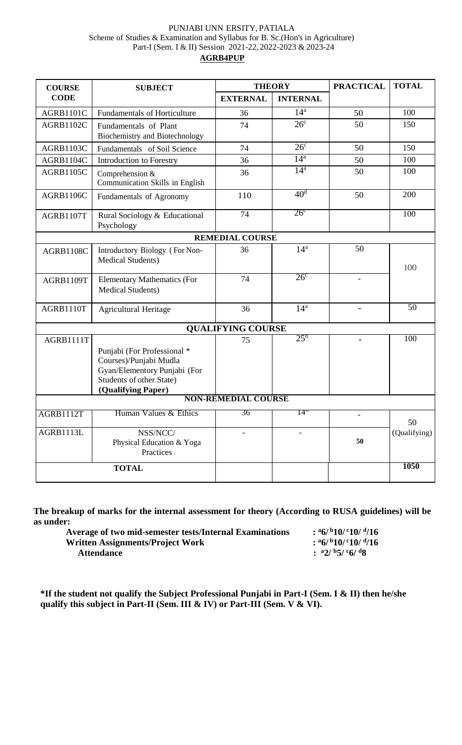PUNJABI UNN ERSITY, PATIALA
Scheme of Studies & Examination and Syllabus for B. Sc.(Hon's in Agriculture)
Part-I (Sem. I & II) Session 2021-22, 2022-2023 & 2023-24

**AGRB4PUP**

| COURSE CODE | SUBJECT | THEORY | | PRACTICAL | TOTAL |
|---|---|---|---|---|---|
| | | EXTERNAL | INTERNAL | | |
| AGRB1101C | Fundamentals of Horticulture | 36 | 14[a] | 50 | 100 |
| AGRB1102C | Fundamentals of Plant Biochemistry and Biotechnology | 74 | 26[c] | 50 | 150 |
| AGRB1103C | Fundamentals of Soil Science | 74 | 26[c] | 50 | 150 |
| AGRB1104C | Introduction to Forestry | 36 | 14[a] | 50 | 100 |
| AGRB1105C | Comprehension & Communication Skills in English | 36 | 14[a] | 50 | 100 |
| AGRB1106C | Fundamentals of Agronomy | 110 | 40[d] | 50 | 200 |
| AGRB1107T | Rural Sociology & Educational Psychology | 74 | 26[c] | | 100 |
| **REMEDIAL COURSE** | | | | | |
| AGRB1108C | Introductory Biology ( For Non-Medical Students) | 36 | 14[a] | 50 | 100 |
| AGRB1109T | Elementary Mathematics (For Medical Students) | 74 | 26[c] | - | |
| AGRB1110T | Agricultural Heritage | 36 | 14[a] | - | 50 |
| **QUALIFYING COURSE** | | | | | |
| AGRB1111T | Punjabi (For Professional * Courses)/Punjabi Mudla Gyan/Elementory Punjabi (For Students of other State) **(Qualifying Paper)** | 75 | 25[b] | - | 100 |
| **NON-REMEDIAL COURSE** | | | | | |
| AGRB1112T | Human Values & Ethics | 36 | 14[a] | - | 50 (Qualifying) |
| AGRB1113L | NSS/NCC/ Physical Education & Yoga Practices | - | - | **50** | |
| **TOTAL** | | | | | **1050** |

**The breakup of marks for the internal assessment for theory (According to RUSA guidelines) will be as under:**

**Average of two mid-semester tests/Internal Examinations : [a]6/ [b]10/ [c]10/ [d]/16**
**Written Assignments/Project Work : [a]6/ [b]10/ [c]10/ [d]/16**
**Attendance : [a]2/ [b]5/ [c]6/ [d]8**

**\*If the student not qualify the Subject Professional Punjabi in Part-I (Sem. I & II) then he/she qualify this subject in Part-II (Sem. III & IV) or Part-III (Sem. V & VI).**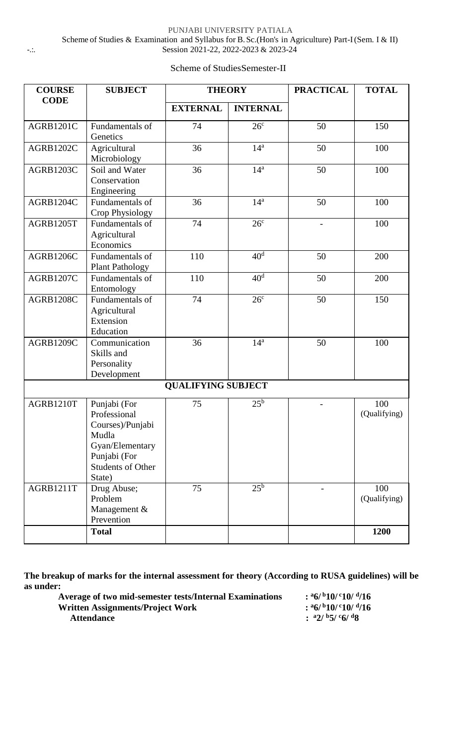PUNJABI UNIVERSITY PATIALA

Scheme of Studies & Examination and Syllabus for B. Sc.(Hon's in Agriculture) Part-I (Sem. I & II)

Session 2021-22, 2022-2023 & 2023-24

Scheme of StudiesSemester-II

| COURSE CODE | SUBJECT | THEORY | | PRACTICAL | TOTAL |
|---|---|---|---|---|---|
| | | EXTERNAL | INTERNAL | | |
| AGRB1201C | Fundamentals of Genetics | 74 | 26[c] | 50 | 150 |
| AGRB1202C | Agricultural Microbiology | 36 | 14[a] | 50 | 100 |
| AGRB1203C | Soil and Water Conservation Engineering | 36 | 14[a] | 50 | 100 |
| AGRB1204C | Fundamentals of Crop Physiology | 36 | 14[a] | 50 | 100 |
| AGRB1205T | Fundamentals of Agricultural Economics | 74 | 26[c] | - | 100 |
| AGRB1206C | Fundamentals of Plant Pathology | 110 | 40[d] | 50 | 200 |
| AGRB1207C | Fundamentals of Entomology | 110 | 40[d] | 50 | 200 |
| AGRB1208C | Fundamentals of Agricultural Extension Education | 74 | 26[c] | 50 | 150 |
| AGRB1209C | Communication Skills and Personality Development | 36 | 14[a] | 50 | 100 |
| **QUALIFYING SUBJECT** | | | | | |
| AGRB1210T | Punjabi (For Professional Courses)/Punjabi Mudla Gyan/Elementary Punjabi (For Students of Other State) | 75 | 25[b] | - | 100 (Qualifying) |
| AGRB1211T | Drug Abuse; Problem Management & Prevention | 75 | 25[b] | - | 100 (Qualifying) |
| | **Total** | | | | **1200** |

**The breakup of marks for the internal assessment for theory (According to RUSA guidelines) will be as under:**

| | |
|---|---|
| **Average of two mid-semester tests/Internal Examinations** | **: [a]6/ [b]10/ [c]10/ [d]/16** |
| **Written Assignments/Project Work** | **: [a]6/ [b]10/ [c]10/ [d]/16** |
| **Attendance** | **: [a]2/ [b]5/ [c]6/ [d]8** |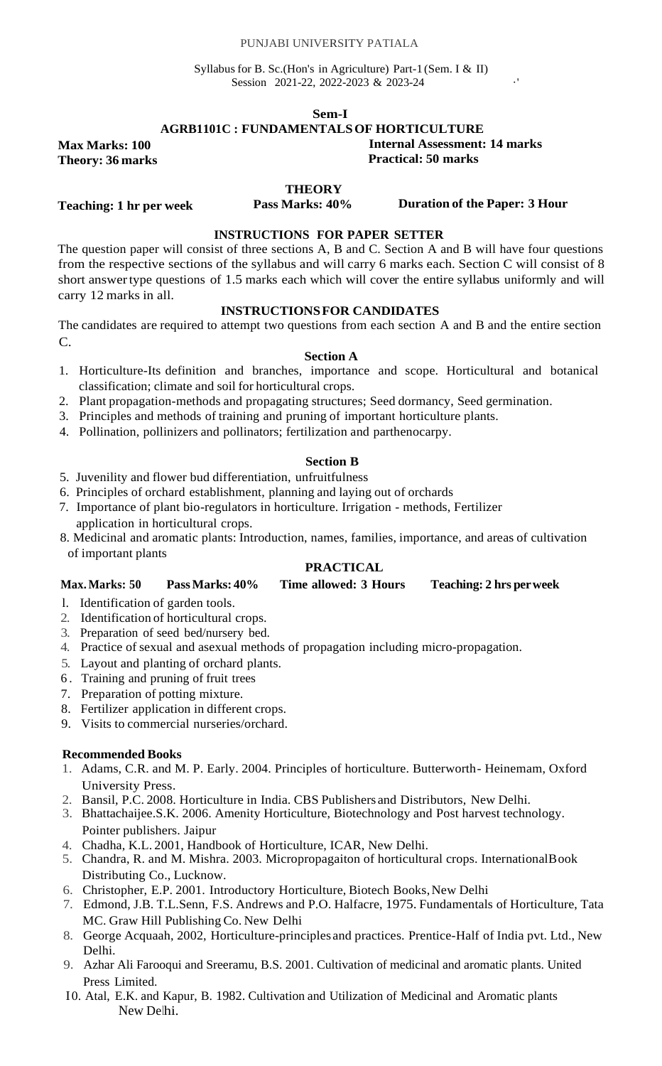PUNJABI UNIVERSITY PATIALA

Syllabus for B. Sc.(Hon's in Agriculture) Part-1 (Sem. I & II)
Session 2021-22, 2022-2023 & 2023-24

**Sem-I**

## AGRB1101C : FUNDAMENTALS OF HORTICULTURE

**Max Marks: 100** | **Internal Assessment: 14 marks**
**Theory: 36 marks** | **Practical: 50 marks**

### THEORY

**Teaching: 1 hr per week** | **Pass Marks: 40%** | **Duration of the Paper: 3 Hour**

### INSTRUCTIONS FOR PAPER SETTER

The question paper will consist of three sections A, B and C. Section A and B will have four questions from the respective sections of the syllabus and will carry 6 marks each. Section C will consist of 8 short answer type questions of 1.5 marks each which will cover the entire syllabus uniformly and will carry 12 marks in all.

### INSTRUCTIONS FOR CANDIDATES

The candidates are required to attempt two questions from each section A and B and the entire section C.

#### Section A

1. Horticulture-Its definition and branches, importance and scope. Horticultural and botanical classification; climate and soil for horticultural crops.
2. Plant propagation-methods and propagating structures; Seed dormancy, Seed germination.
3. Principles and methods of training and pruning of important horticulture plants.
4. Pollination, pollinizers and pollinators; fertilization and parthenocarpy.

#### Section B

5. Juvenility and flower bud differentiation, unfruitfulness
6. Principles of orchard establishment, planning and laying out of orchards
7. Importance of plant bio-regulators in horticulture. Irrigation - methods, Fertilizer application in horticultural crops.
8. Medicinal and aromatic plants: Introduction, names, families, importance, and areas of cultivation of important plants

### PRACTICAL

**Max. Marks: 50** | **Pass Marks: 40%** | **Time allowed: 3 Hours** | **Teaching: 2 hrs per week**

1. Identification of garden tools.
2. Identification of horticultural crops.
3. Preparation of seed bed/nursery bed.
4. Practice of sexual and asexual methods of propagation including micro-propagation.
5. Layout and planting of orchard plants.
6. Training and pruning of fruit trees
7. Preparation of potting mixture.
8. Fertilizer application in different crops.
9. Visits to commercial nurseries/orchard.

**Recommended Books**

1. Adams, C.R. and M. P. Early. 2004. Principles of horticulture. Butterworth- Heinemam, Oxford University Press.
2. Bansil, P.C. 2008. Horticulture in India. CBS Publishers and Distributors, New Delhi.
3. Bhattachaijee.S.K. 2006. Amenity Horticulture, Biotechnology and Post harvest technology. Pointer publishers. Jaipur
4. Chadha, K.L. 2001, Handbook of Horticulture, ICAR, New Delhi.
5. Chandra, R. and M. Mishra. 2003. Micropropagaiton of horticultural crops. InternationalBook Distributing Co., Lucknow.
6. Christopher, E.P. 2001. Introductory Horticulture, Biotech Books, New Delhi
7. Edmond, J.B. T.L.Senn, F.S. Andrews and P.O. Halfacre, 1975. Fundamentals of Horticulture, Tata MC. Graw Hill Publishing Co. New Delhi
8. George Acquaah, 2002, Horticulture-principles and practices. Prentice-Half of India pvt. Ltd., New Delhi.
9. Azhar Ali Farooqui and Sreeramu, B.S. 2001. Cultivation of medicinal and aromatic plants. United Press Limited.
10. Atal, E.K. and Kapur, B. 1982. Cultivation and Utilization of Medicinal and Aromatic plants New Delhi.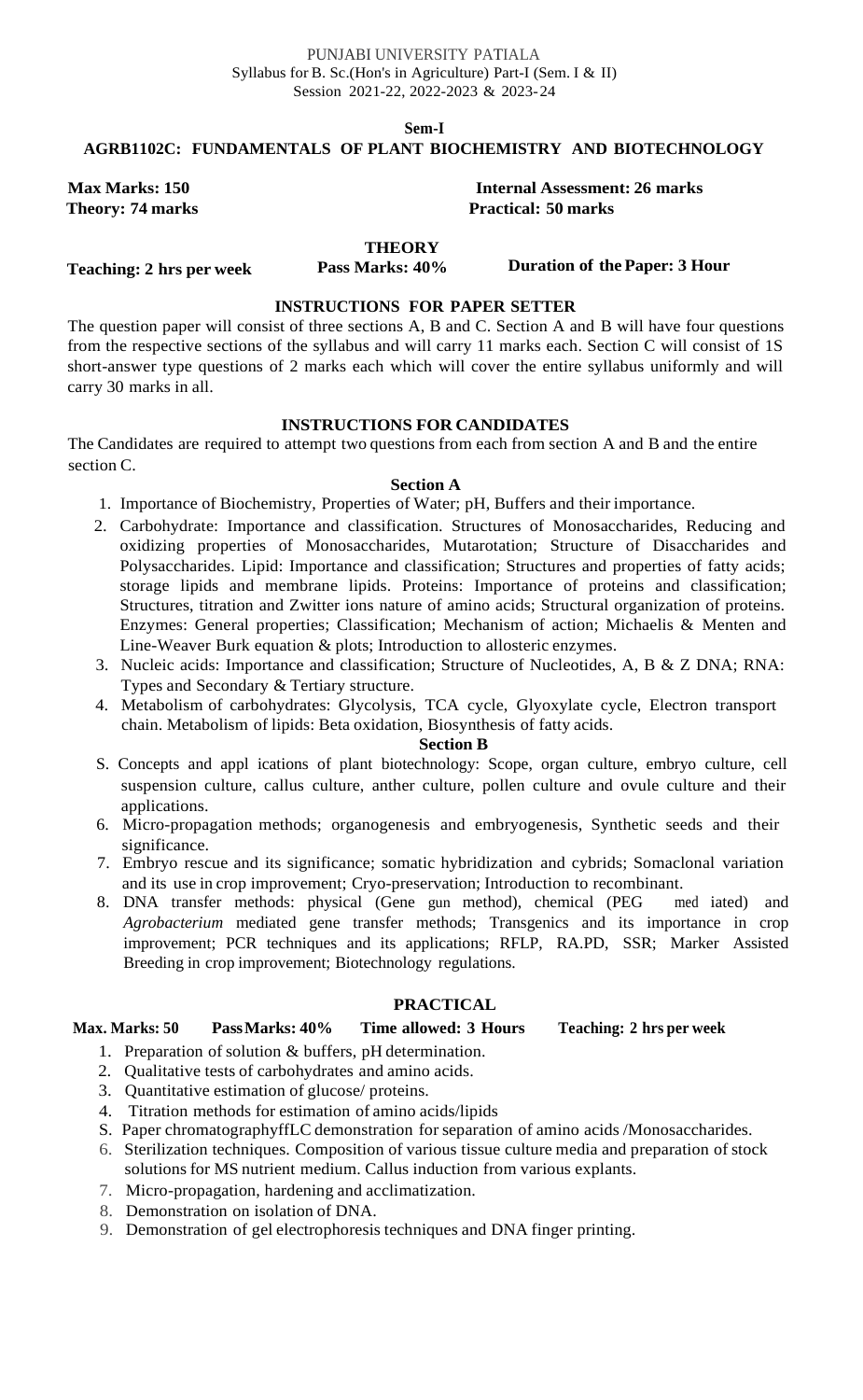PUNJABI UNIVERSITY PATIALA
Syllabus for B. Sc.(Hon's in Agriculture) Part-I (Sem. I & II)
Session 2021-22, 2022-2023 & 2023-24

**Sem-I**

## AGRB1102C: FUNDAMENTALS OF PLANT BIOCHEMISTRY AND BIOTECHNOLOGY

**Max Marks: 150** **Internal Assessment: 26 marks**
**Theory: 74 marks** **Practical: 50 marks**

### THEORY

**Teaching: 2 hrs per week** **Pass Marks: 40%** **Duration of the Paper: 3 Hour**

### INSTRUCTIONS FOR PAPER SETTER

The question paper will consist of three sections A, B and C. Section A and B will have four questions from the respective sections of the syllabus and will carry 11 marks each. Section C will consist of 1S short-answer type questions of 2 marks each which will cover the entire syllabus uniformly and will carry 30 marks in all.

### INSTRUCTIONS FOR CANDIDATES

The Candidates are required to attempt two questions from each from section A and B and the entire section C.

#### Section A

1. Importance of Biochemistry, Properties of Water; pH, Buffers and their importance.
2. Carbohydrate: Importance and classification. Structures of Monosaccharides, Reducing and oxidizing properties of Monosaccharides, Mutarotation; Structure of Disaccharides and Polysaccharides. Lipid: Importance and classification; Structures and properties of fatty acids; storage lipids and membrane lipids. Proteins: Importance of proteins and classification; Structures, titration and Zwitter ions nature of amino acids; Structural organization of proteins. Enzymes: General properties; Classification; Mechanism of action; Michaelis & Menten and Line-Weaver Burk equation & plots; Introduction to allosteric enzymes.
3. Nucleic acids: Importance and classification; Structure of Nucleotides, A, B & Z DNA; RNA: Types and Secondary & Tertiary structure.
4. Metabolism of carbohydrates: Glycolysis, TCA cycle, Glyoxylate cycle, Electron transport chain. Metabolism of lipids: Beta oxidation, Biosynthesis of fatty acids.

#### Section B

S. Concepts and appl ications of plant biotechnology: Scope, organ culture, embryo culture, cell suspension culture, callus culture, anther culture, pollen culture and ovule culture and their applications.

6. Micro-propagation methods; organogenesis and embryogenesis, Synthetic seeds and their significance.
7. Embryo rescue and its significance; somatic hybridization and cybrids; Somaclonal variation and its use in crop improvement; Cryo-preservation; Introduction to recombinant.
8. DNA transfer methods: physical (Gene gun method), chemical (PEG med iated) and *Agrobacterium* mediated gene transfer methods; Transgenics and its importance in crop improvement; PCR techniques and its applications; RFLP, RA.PD, SSR; Marker Assisted Breeding in crop improvement; Biotechnology regulations.

### PRACTICAL

**Max. Marks: 50** **Pass Marks: 40%** **Time allowed: 3 Hours** **Teaching: 2 hrs per week**

1. Preparation of solution & buffers, pH determination.
2. Qualitative tests of carbohydrates and amino acids.
3. Quantitative estimation of glucose/ proteins.
4. Titration methods for estimation of amino acids/lipids

S. Paper chromatographyffLC demonstration for separation of amino acids /Monosaccharides.

6. Sterilization techniques. Composition of various tissue culture media and preparation of stock solutions for MS nutrient medium. Callus induction from various explants.
7. Micro-propagation, hardening and acclimatization.
8. Demonstration on isolation of DNA.
9. Demonstration of gel electrophoresis techniques and DNA finger printing.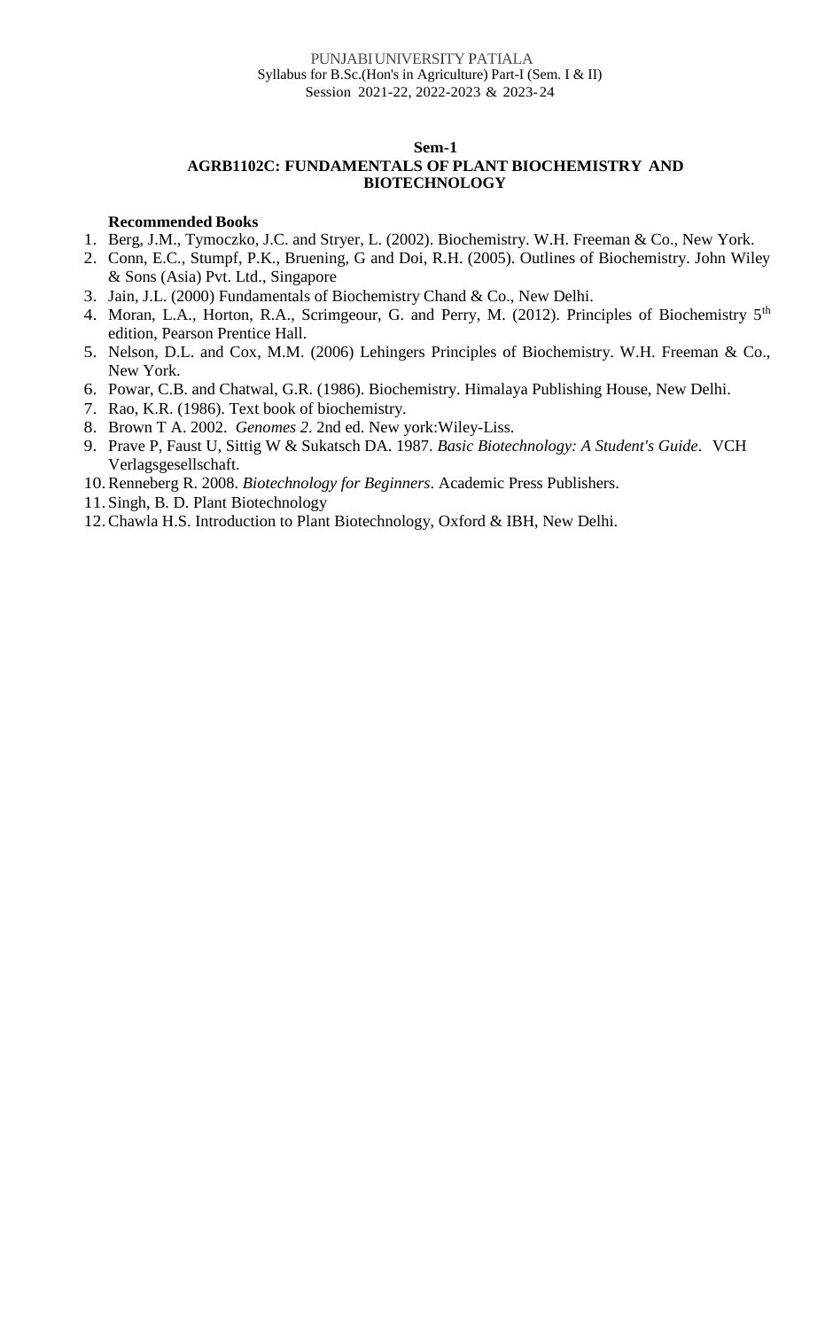**Sem-1**

**AGRB1102C: FUNDAMENTALS OF PLANT BIOCHEMISTRY AND BIOTECHNOLOGY**

**Recommended Books**

1. Berg, J.M., Tymoczko, J.C. and Stryer, L. (2002). Biochemistry. W.H. Freeman & Co., New York.
2. Conn, E.C., Stumpf, P.K., Bruening, G and Doi, R.H. (2005). Outlines of Biochemistry. John Wiley & Sons (Asia) Pvt. Ltd., Singapore
3. Jain, J.L. (2000) Fundamentals of Biochemistry Chand & Co., New Delhi.
4. Moran, L.A., Horton, R.A., Scrimgeour, G. and Perry, M. (2012). Principles of Biochemistry 5th edition, Pearson Prentice Hall.
5. Nelson, D.L. and Cox, M.M. (2006) Lehingers Principles of Biochemistry. W.H. Freeman & Co., New York.
6. Powar, C.B. and Chatwal, G.R. (1986). Biochemistry. Himalaya Publishing House, New Delhi.
7. Rao, K.R. (1986). Text book of biochemistry.
8. Brown T A. 2002. *Genomes 2*. 2nd ed. New york:Wiley-Liss.
9. Prave P, Faust U, Sittig W & Sukatsch DA. 1987. *Basic Biotechnology: A Student's Guide*. VCH Verlagsgesellschaft.
10. Renneberg R. 2008. *Biotechnology for Beginners*. Academic Press Publishers.
11. Singh, B. D. Plant Biotechnology
12. Chawla H.S. Introduction to Plant Biotechnology, Oxford & IBH, New Delhi.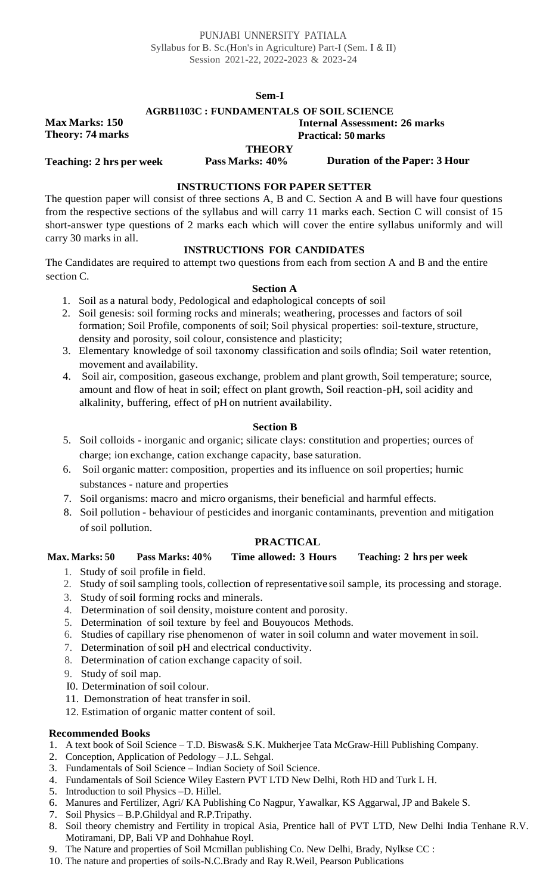PUNJABI UNNERSITY PATIALA
Syllabus for B. Sc.(Hon's in Agriculture) Part-I (Sem. I & II)
Session 2021-22, 2022-2023 & 2023-24

**Sem-I**

**AGRB1103C : FUNDAMENTALS OF SOIL SCIENCE**

**Max Marks: 150** **Internal Assessment: 26 marks**
**Theory: 74 marks** **Practical: 50 marks**

**THEORY**

**Teaching: 2 hrs per week** **Pass Marks: 40%** **Duration of the Paper: 3 Hour**

**INSTRUCTIONS FOR PAPER SETTER**

The question paper will consist of three sections A, B and C. Section A and B will have four questions from the respective sections of the syllabus and will carry 11 marks each. Section C will consist of 15 short-answer type questions of 2 marks each which will cover the entire syllabus uniformly and will carry 30 marks in all.

**INSTRUCTIONS FOR CANDIDATES**

The Candidates are required to attempt two questions from each from section A and B and the entire section C.

**Section A**

1. Soil as a natural body, Pedological and edaphological concepts of soil
2. Soil genesis: soil forming rocks and minerals; weathering, processes and factors of soil formation; Soil Profile, components of soil; Soil physical properties: soil-texture, structure, density and porosity, soil colour, consistence and plasticity;
3. Elementary knowledge of soil taxonomy classification and soils oflndia; Soil water retention, movement and availability.
4. Soil air, composition, gaseous exchange, problem and plant growth, Soil temperature; source, amount and flow of heat in soil; effect on plant growth, Soil reaction-pH, soil acidity and alkalinity, buffering, effect of pH on nutrient availability.

**Section B**

5. Soil colloids - inorganic and organic; silicate clays: constitution and properties; ources of charge; ion exchange, cation exchange capacity, base saturation.
6. Soil organic matter: composition, properties and its influence on soil properties; hurnic substances - nature and properties
7. Soil organisms: macro and micro organisms, their beneficial and harmful effects.
8. Soil pollution - behaviour of pesticides and inorganic contaminants, prevention and mitigation of soil pollution.

**PRACTICAL**

**Max. Marks: 50** **Pass Marks: 40%** **Time allowed: 3 Hours** **Teaching: 2 hrs per week**

1. Study of soil profile in field.
2. Study of soil sampling tools, collection of representative soil sample, its processing and storage.
3. Study of soil forming rocks and minerals.
4. Determination of soil density, moisture content and porosity.
5. Determination of soil texture by feel and Bouyoucos Methods.
6. Studies of capillary rise phenomenon of water in soil column and water movement in soil.
7. Determination of soil pH and electrical conductivity.
8. Determination of cation exchange capacity of soil.
9. Study of soil map.
10. Determination of soil colour.
11. Demonstration of heat transfer in soil.
12. Estimation of organic matter content of soil.

**Recommended Books**

1. A text book of Soil Science – T.D. Biswas& S.K. Mukherjee Tata McGraw-Hill Publishing Company.
2. Conception, Application of Pedology – J.L. Sehgal.
3. Fundamentals of Soil Science – Indian Society of Soil Science.
4. Fundamentals of Soil Science Wiley Eastern PVT LTD New Delhi, Roth HD and Turk L H.
5. Introduction to soil Physics –D. Hillel.
6. Manures and Fertilizer, Agri/ KA Publishing Co Nagpur, Yawalkar, KS Aggarwal, JP and Bakele S.
7. Soil Physics – B.P.Ghildyal and R.P.Tripathy.
8. Soil theory chemistry and Fertility in tropical Asia, Prentice hall of PVT LTD, New Delhi India Tenhane R.V. Motiramani, DP, Bali VP and Dohhahue Royl.
9. The Nature and properties of Soil Mcmillan publishing Co. New Delhi, Brady, Nylkse CC :
10. The nature and properties of soils-N.C.Brady and Ray R.Weil, Pearson Publications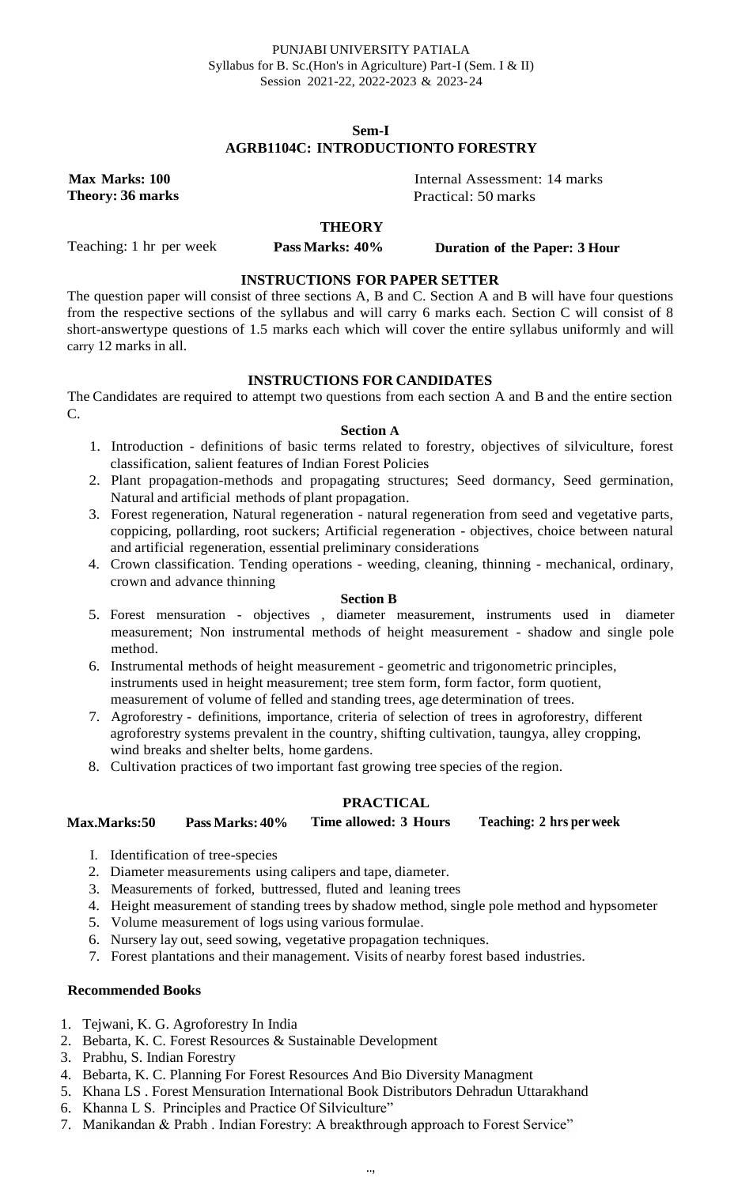PUNJABI UNIVERSITY PATIALA
Syllabus for B. Sc.(Hon's in Agriculture) Part-I (Sem. I & II)
Session 2021-22, 2022-2023 & 2023-24

## Sem-I
## AGRB1104C: INTRODUCTIONTO FORESTRY

**Max Marks: 100** Internal Assessment: 14 marks
**Theory: 36 marks** Practical: 50 marks

### THEORY

Teaching: 1 hr per week **Pass Marks: 40%** **Duration of the Paper: 3 Hour**

### INSTRUCTIONS FOR PAPER SETTER

The question paper will consist of three sections A, B and C. Section A and B will have four questions from the respective sections of the syllabus and will carry 6 marks each. Section C will consist of 8 short-answertype questions of 1.5 marks each which will cover the entire syllabus uniformly and will carry 12 marks in all.

### INSTRUCTIONS FOR CANDIDATES

The Candidates are required to attempt two questions from each section A and B and the entire section C.

#### Section A

1. Introduction - definitions of basic terms related to forestry, objectives of silviculture, forest classification, salient features of Indian Forest Policies
2. Plant propagation-methods and propagating structures; Seed dormancy, Seed germination, Natural and artificial methods of plant propagation.
3. Forest regeneration, Natural regeneration - natural regeneration from seed and vegetative parts, coppicing, pollarding, root suckers; Artificial regeneration - objectives, choice between natural and artificial regeneration, essential preliminary considerations
4. Crown classification. Tending operations - weeding, cleaning, thinning - mechanical, ordinary, crown and advance thinning

#### Section B

5. Forest mensuration - objectives , diameter measurement, instruments used in diameter measurement; Non instrumental methods of height measurement - shadow and single pole method.
6. Instrumental methods of height measurement - geometric and trigonometric principles, instruments used in height measurement; tree stem form, form factor, form quotient, measurement of volume of felled and standing trees, age determination of trees.
7. Agroforestry - definitions, importance, criteria of selection of trees in agroforestry, different agroforestry systems prevalent in the country, shifting cultivation, taungya, alley cropping, wind breaks and shelter belts, home gardens.
8. Cultivation practices of two important fast growing tree species of the region.

### PRACTICAL

**Max.Marks:50** **Pass Marks: 40%** **Time allowed: 3 Hours** **Teaching: 2 hrs per week**

1. Identification of tree-species
2. Diameter measurements using calipers and tape, diameter.
3. Measurements of forked, buttressed, fluted and leaning trees
4. Height measurement of standing trees by shadow method, single pole method and hypsometer
5. Volume measurement of logs using various formulae.
6. Nursery lay out, seed sowing, vegetative propagation techniques.
7. Forest plantations and their management. Visits of nearby forest based industries.

#### Recommended Books

1. Tejwani, K. G. Agroforestry In India
2. Bebarta, K. C. Forest Resources & Sustainable Development
3. Prabhu, S. Indian Forestry
4. Bebarta, K. C. Planning For Forest Resources And Bio Diversity Managment
5. Khana LS . Forest Mensuration International Book Distributors Dehradun Uttarakhand
6. Khanna L S. Principles and Practice Of Silviculture"
7. Manikandan & Prabh . Indian Forestry: A breakthrough approach to Forest Service"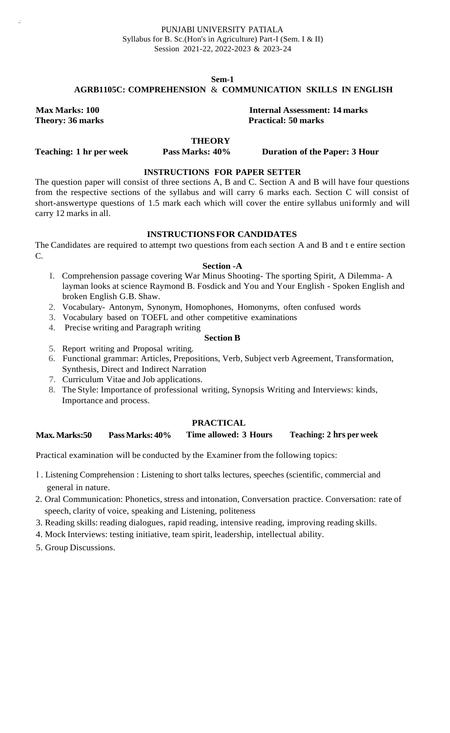PUNJABI UNIVERSITY PATIALA
Syllabus for B. Sc.(Hon's in Agriculture) Part-I (Sem. I & II)
Session 2021-22, 2022-2023 & 2023-24

**Sem-1**

## AGRB1105C: COMPREHENSION & COMMUNICATION SKILLS IN ENGLISH

**Max Marks: 100** **Internal Assessment: 14 marks**
**Theory: 36 marks** **Practical: 50 marks**

### THEORY

**Teaching: 1 hr per week** **Pass Marks: 40%** **Duration of the Paper: 3 Hour**

### INSTRUCTIONS FOR PAPER SETTER

The question paper will consist of three sections A, B and C. Section A and B will have four questions from the respective sections of the syllabus and will carry 6 marks each. Section C will consist of short-answertype questions of 1.5 mark each which will cover the entire syllabus uniformly and will carry 12 marks in all.

### INSTRUCTIONS FOR CANDIDATES

The Candidates are required to attempt two questions from each section A and B and t e entire section C.

**Section -A**

1. Comprehension passage covering War Minus Shooting- The sporting Spirit, A Dilemma- A layman looks at science Raymond B. Fosdick and You and Your English - Spoken English and broken English G.B. Shaw.
2. Vocabulary- Antonym, Synonym, Homophones, Homonyms, often confused words
3. Vocabulary based on TOEFL and other competitive examinations
4. Precise writing and Paragraph writing

**Section B**

5. Report writing and Proposal writing.
6. Functional grammar: Articles, Prepositions, Verb, Subject verb Agreement, Transformation, Synthesis, Direct and Indirect Narration
7. Curriculum Vitae and Job applications.
8. The Style: Importance of professional writing, Synopsis Writing and Interviews: kinds, Importance and process.

### PRACTICAL

**Max. Marks:50** **Pass Marks: 40%** **Time allowed: 3 Hours** **Teaching: 2 hrs per week**

Practical examination will be conducted by the Examiner from the following topics:

1. Listening Comprehension : Listening to short talks lectures, speeches (scientific, commercial and general in nature.
2. Oral Communication: Phonetics, stress and intonation, Conversation practice. Conversation: rate of speech, clarity of voice, speaking and Listening, politeness
3. Reading skills: reading dialogues, rapid reading, intensive reading, improving reading skills.
4. Mock Interviews: testing initiative, team spirit, leadership, intellectual ability.
5. Group Discussions.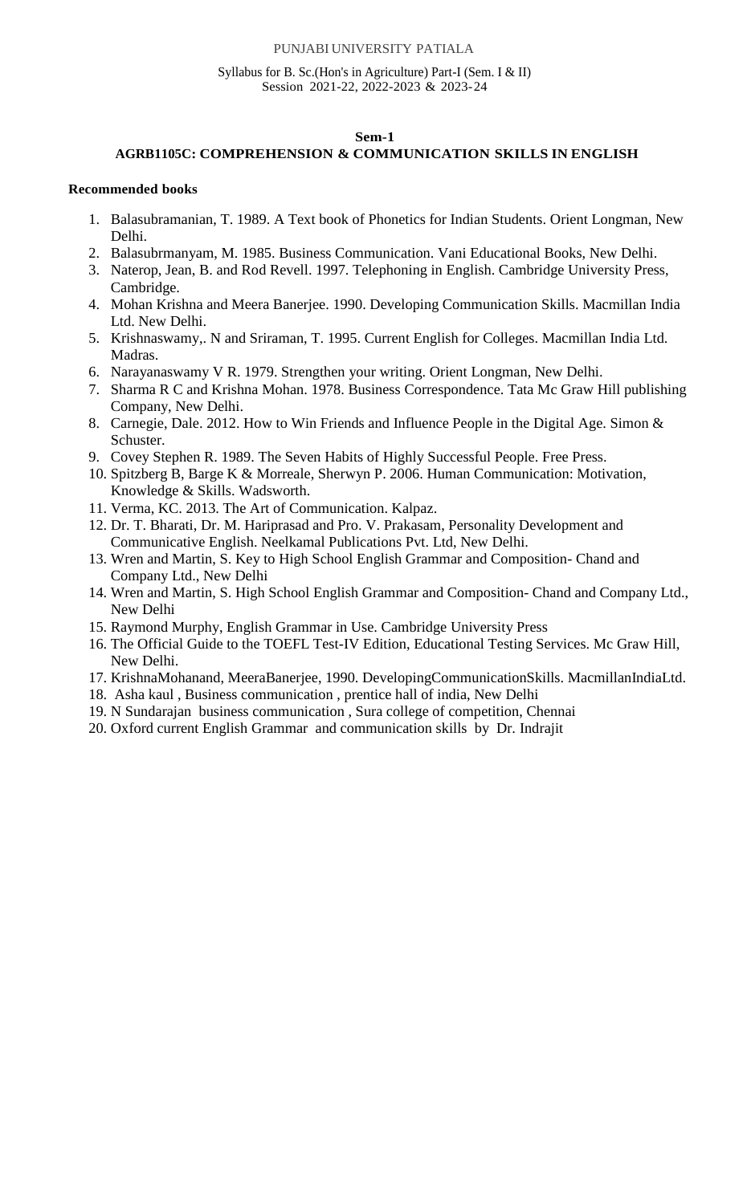**Sem-1**

**AGRB1105C: COMPREHENSION & COMMUNICATION SKILLS IN ENGLISH**

**Recommended books**

1. Balasubramanian, T. 1989. A Text book of Phonetics for Indian Students. Orient Longman, New Delhi.
2. Balasubrmanyam, M. 1985. Business Communication. Vani Educational Books, New Delhi.
3. Naterop, Jean, B. and Rod Revell. 1997. Telephoning in English. Cambridge University Press, Cambridge.
4. Mohan Krishna and Meera Banerjee. 1990. Developing Communication Skills. Macmillan India Ltd. New Delhi.
5. Krishnaswamy,. N and Sriraman, T. 1995. Current English for Colleges. Macmillan India Ltd. Madras.
6. Narayanaswamy V R. 1979. Strengthen your writing. Orient Longman, New Delhi.
7. Sharma R C and Krishna Mohan. 1978. Business Correspondence. Tata Mc Graw Hill publishing Company, New Delhi.
8. Carnegie, Dale. 2012. How to Win Friends and Influence People in the Digital Age. Simon & Schuster.
9. Covey Stephen R. 1989. The Seven Habits of Highly Successful People. Free Press.
10. Spitzberg B, Barge K & Morreale, Sherwyn P. 2006. Human Communication: Motivation, Knowledge & Skills. Wadsworth.
11. Verma, KC. 2013. The Art of Communication. Kalpaz.
12. Dr. T. Bharati, Dr. M. Hariprasad and Pro. V. Prakasam, Personality Development and Communicative English. Neelkamal Publications Pvt. Ltd, New Delhi.
13. Wren and Martin, S. Key to High School English Grammar and Composition- Chand and Company Ltd., New Delhi
14. Wren and Martin, S. High School English Grammar and Composition- Chand and Company Ltd., New Delhi
15. Raymond Murphy, English Grammar in Use. Cambridge University Press
16. The Official Guide to the TOEFL Test-IV Edition, Educational Testing Services. Mc Graw Hill, New Delhi.
17. KrishnaMohanand, MeeraBanerjee, 1990. DevelopingCommunicationSkills. MacmillanIndiaLtd.
18. Asha kaul , Business communication , prentice hall of india, New Delhi
19. N Sundarajan business communication , Sura college of competition, Chennai
20. Oxford current English Grammar and communication skills by Dr. Indrajit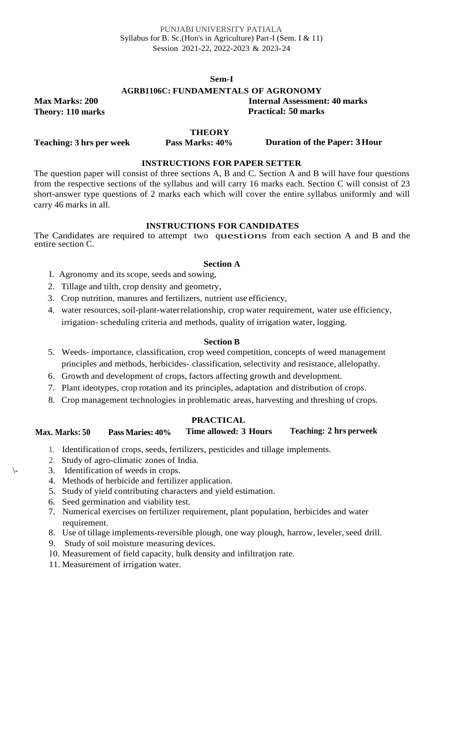PUNJABI UNIVERSITY PATIALA
Syllabus for B. Sc.(Hon's in Agriculture) Part-I (Sem. I & 11)
Session 2021-22, 2022-2023 & 2023-24

**Sem-I**

## AGRB1106C: FUNDAMENTALS OF AGRONOMY

**Max Marks: 200** **Internal Assessment: 40 marks**
**Theory: 110 marks** **Practical: 50 marks**

### THEORY

**Teaching: 3 hrs per week** **Pass Marks: 40%** **Duration of the Paper: 3 Hour**

### INSTRUCTIONS FOR PAPER SETTER

The question paper will consist of three sections A, B and C. Section A and B will have four questions from the respective sections of the syllabus and will carry 16 marks each. Section C will consist of 23 short-answer type questions of 2 marks each which will cover the entire syllabus uniformly and will carry 46 marks in all.

### INSTRUCTIONS FOR CANDIDATES

The Candidates are required to attempt two questions from each section A and B and the entire section C.

### Section A

I. Agronomy and its scope, seeds and sowing,
2. Tillage and tilth, crop density and geometry,
3. Crop nutrition, manures and fertilizers, nutrient use efficiency,
4. water resources, soil-plant-water relationship, crop water requirement, water use efficiency, irrigation- scheduling criteria and methods, quality of irrigation water, logging.

### Section B

5. Weeds- importance, classification, crop weed competition, concepts of weed management principles and methods, herbicides- classification, selectivity and resistance, allelopathy.
6. Growth and development of crops, factors affecting growth and development.
7. Plant ideotypes, crop rotation and its principles, adaptation and distribution of crops.
8. Crop management technologies in problematic areas, harvesting and threshing of crops.

### PRACTICAL

**Max. Marks: 50** **Pass Maries: 40%** **Time allowed: 3 Hours** **Teaching: 2 hrs perweek**

1. Identification of crops, seeds, fertilizers, pesticides and tillage implements.
2. Study of agro-climatic zones of India.
3. Identification of weeds in crops.
4. Methods of herbicide and fertilizer application.
5. Study of yield contributing characters and yield estimation.
6. Seed germination and viability test.
7. Numerical exercises on fertilizer requirement, plant population, herbicides and water requirement.
8. Use of tillage implements-reversible plough, one way plough, harrow, leveler, seed drill.
9. Study of soil moisture measuring devices.
10. Measurement of field capacity, bulk density and infiltratjon rate.
11. Measurement of irrigation water.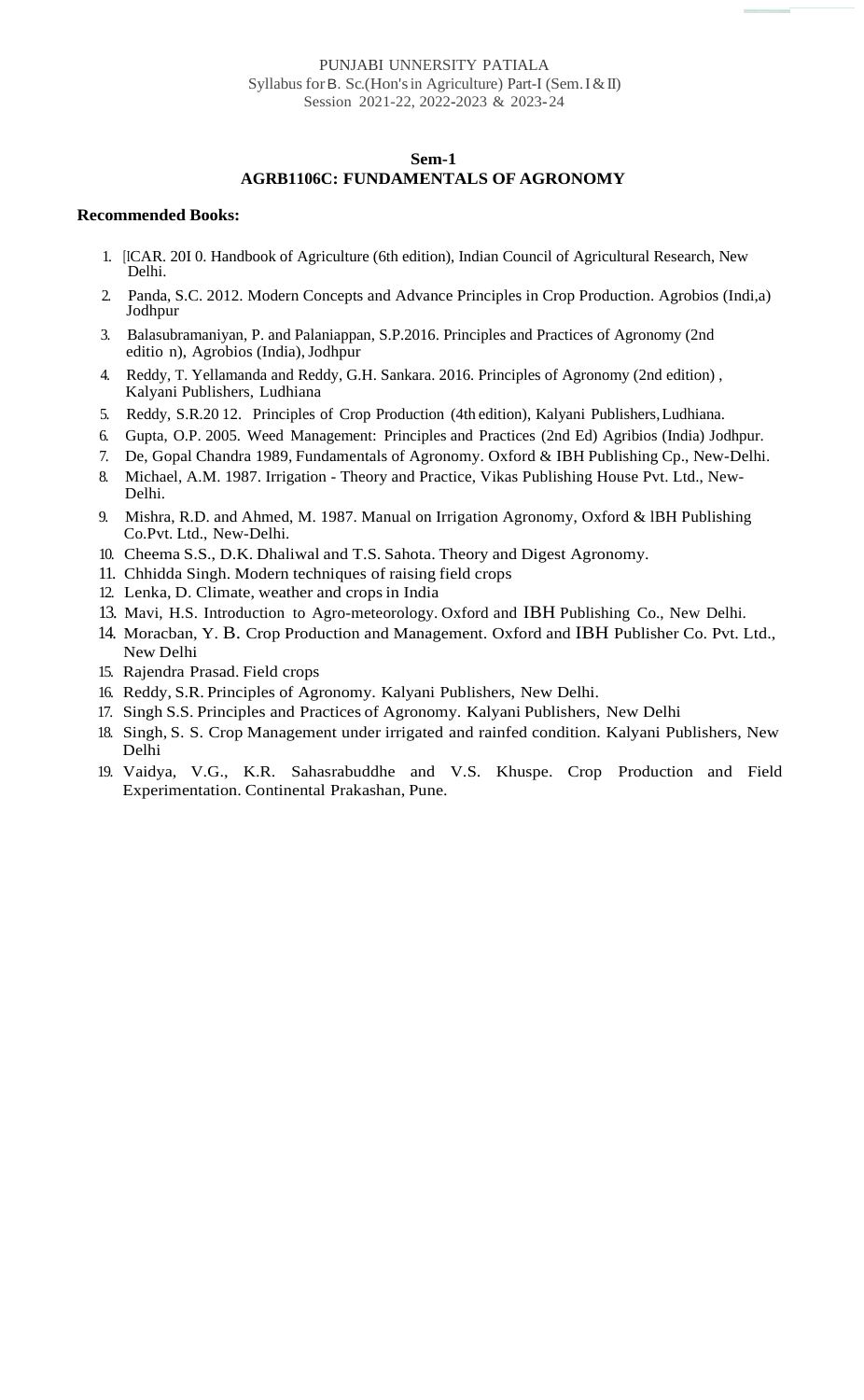PUNJABI UNNERSITY PATIALA
Syllabus for B. Sc.(Hon's in Agriculture) Part-I (Sem. I & II)
Session 2021-22, 2022-2023 & 2023-24

## Sem-1
## AGRB1106C: FUNDAMENTALS OF AGRONOMY

**Recommended Books:**

1. [ICAR. 20I 0. Handbook of Agriculture (6th edition), Indian Council of Agricultural Research, New Delhi.
2. Panda, S.C. 2012. Modern Concepts and Advance Principles in Crop Production. Agrobios (Indi,a) Jodhpur
3. Balasubramaniyan, P. and Palaniappan, S.P.2016. Principles and Practices of Agronomy (2nd editio n), Agrobios (India), Jodhpur
4. Reddy, T. Yellamanda and Reddy, G.H. Sankara. 2016. Principles of Agronomy (2nd edition) , Kalyani Publishers, Ludhiana
5. Reddy, S.R.20 12. Principles of Crop Production (4th edition), Kalyani Publishers, Ludhiana.
6. Gupta, O.P. 2005. Weed Management: Principles and Practices (2nd Ed) Agribios (India) Jodhpur.
7. De, Gopal Chandra 1989, Fundamentals of Agronomy. Oxford & IBH Publishing Cp., New-Delhi.
8. Michael, A.M. 1987. Irrigation - Theory and Practice, Vikas Publishing House Pvt. Ltd., New-Delhi.
9. Mishra, R.D. and Ahmed, M. 1987. Manual on Irrigation Agronomy, Oxford & lBH Publishing Co.Pvt. Ltd., New-Delhi.
10. Cheema S.S., D.K. Dhaliwal and T.S. Sahota. Theory and Digest Agronomy.
11. Chhidda Singh. Modern techniques of raising field crops
12. Lenka, D. Climate, weather and crops in India
13. Mavi, H.S. Introduction to Agro-meteorology. Oxford and IBH Publishing Co., New Delhi.
14. Moracban, Y. B. Crop Production and Management. Oxford and IBH Publisher Co. Pvt. Ltd., New Delhi
15. Rajendra Prasad. Field crops
16. Reddy, S.R. Principles of Agronomy. Kalyani Publishers, New Delhi.
17. Singh S.S. Principles and Practices of Agronomy. Kalyani Publishers, New Delhi
18. Singh, S. S. Crop Management under irrigated and rainfed condition. Kalyani Publishers, New Delhi
19. Vaidya, V.G., K.R. Sahasrabuddhe and V.S. Khuspe. Crop Production and Field Experimentation. Continental Prakashan, Pune.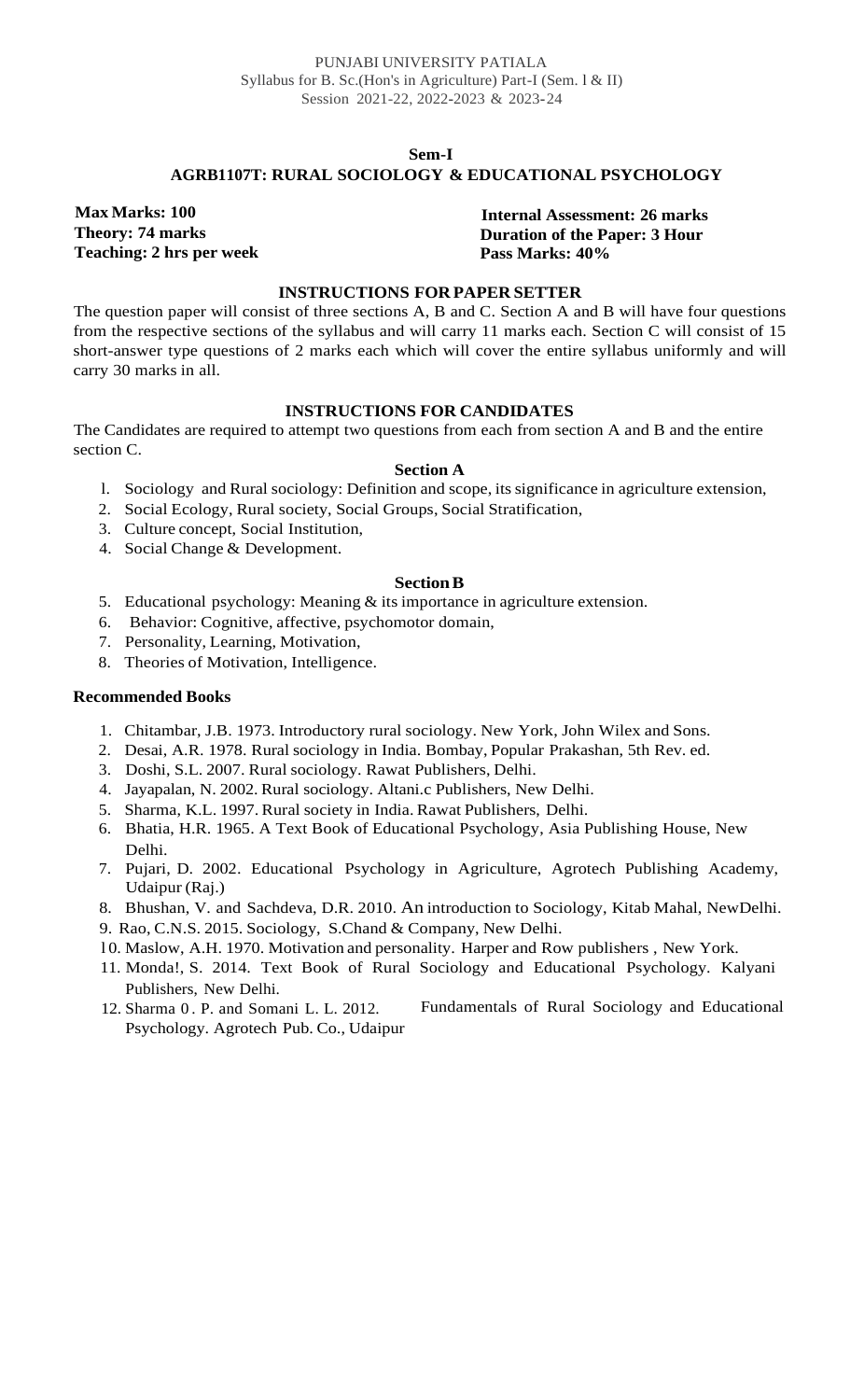PUNJABI UNIVERSITY PATIALA
Syllabus for B. Sc.(Hon's in Agriculture) Part-I (Sem. l & II)
Session 2021-22, 2022-2023 & 2023-24

**Sem-I**

**AGRB1107T: RURAL SOCIOLOGY & EDUCATIONAL PSYCHOLOGY**

**Max Marks: 100**
**Theory: 74 marks**
**Teaching: 2 hrs per week**

**Internal Assessment: 26 marks**
**Duration of the Paper: 3 Hour**
**Pass Marks: 40%**

**INSTRUCTIONS FOR PAPER SETTER**

The question paper will consist of three sections A, B and C. Section A and B will have four questions from the respective sections of the syllabus and will carry 11 marks each. Section C will consist of 15 short-answer type questions of 2 marks each which will cover the entire syllabus uniformly and will carry 30 marks in all.

**INSTRUCTIONS FOR CANDIDATES**

The Candidates are required to attempt two questions from each from section A and B and the entire section C.

**Section A**

1. Sociology and Rural sociology: Definition and scope, its significance in agriculture extension,
2. Social Ecology, Rural society, Social Groups, Social Stratification,
3. Culture concept, Social Institution,
4. Social Change & Development.

**Section B**

5. Educational psychology: Meaning & its importance in agriculture extension.
6. Behavior: Cognitive, affective, psychomotor domain,
7. Personality, Learning, Motivation,
8. Theories of Motivation, Intelligence.

**Recommended Books**

1. Chitambar, J.B. 1973. Introductory rural sociology. New York, John Wilex and Sons.
2. Desai, A.R. 1978. Rural sociology in India. Bombay, Popular Prakashan, 5th Rev. ed.
3. Doshi, S.L. 2007. Rural sociology. Rawat Publishers, Delhi.
4. Jayapalan, N. 2002. Rural sociology. Altani.c Publishers, New Delhi.
5. Sharma, K.L. 1997. Rural society in India. Rawat Publishers, Delhi.
6. Bhatia, H.R. 1965. A Text Book of Educational Psychology, Asia Publishing House, New Delhi.
7. Pujari, D. 2002. Educational Psychology in Agriculture, Agrotech Publishing Academy, Udaipur (Raj.)
8. Bhushan, V. and Sachdeva, D.R. 2010. An introduction to Sociology, Kitab Mahal, NewDelhi.
9. Rao, C.N.S. 2015. Sociology, S.Chand & Company, New Delhi.
10. Maslow, A.H. 1970. Motivation and personality. Harper and Row publishers , New York.
11. Monda!, S. 2014. Text Book of Rural Sociology and Educational Psychology. Kalyani Publishers, New Delhi.
12. Sharma 0. P. and Somani L. L. 2012. Fundamentals of Rural Sociology and Educational Psychology. Agrotech Pub. Co., Udaipur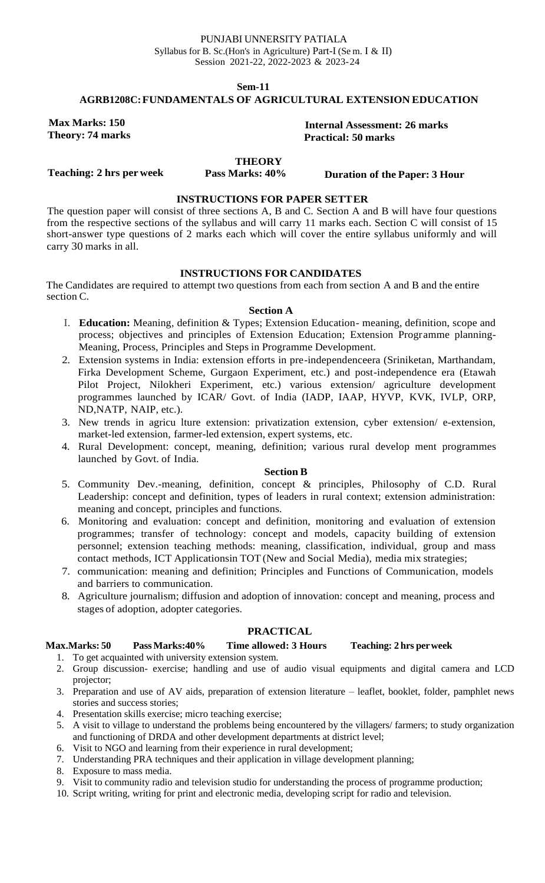PUNJABI UNNERSITY PATIALA
Syllabus for B. Sc.(Hon's in Agriculture) Part-I (Sem. I & II)
Session 2021-22, 2022-2023 & 2023-24

**Sem-11**

## AGRB1208C: FUNDAMENTALS OF AGRICULTURAL EXTENSION EDUCATION

**Max Marks: 150**
**Theory: 74 marks**

**Internal Assessment: 26 marks**
**Practical: 50 marks**

### THEORY

**Teaching: 2 hrs per week** **Pass Marks: 40%** **Duration of the Paper: 3 Hour**

### INSTRUCTIONS FOR PAPER SETTER

The question paper will consist of three sections A, B and C. Section A and B will have four questions from the respective sections of the syllabus and will carry 11 marks each. Section C will consist of 15 short-answer type questions of 2 marks each which will cover the entire syllabus uniformly and will carry 30 marks in all.

### INSTRUCTIONS FOR CANDIDATES

The Candidates are required to attempt two questions from each from section A and B and the entire section C.

### Section A

1. **Education:** Meaning, definition & Types; Extension Education- meaning, definition, scope and process; objectives and principles of Extension Education; Extension Programme planning- Meaning, Process, Principles and Steps in Programme Development.
2. Extension systems in India: extension efforts in pre-independenceera (Sriniketan, Marthandam, Firka Development Scheme, Gurgaon Experiment, etc.) and post-independence era (Etawah Pilot Project, Nilokheri Experiment, etc.) various extension/ agriculture development programmes launched by ICAR/ Govt. of India (IADP, IAAP, HYVP, KVK, IVLP, ORP, ND,NATP, NAIP, etc.).
3. New trends in agricu lture extension: privatization extension, cyber extension/ e-extension, market-led extension, farmer-led extension, expert systems, etc.
4. Rural Development: concept, meaning, definition; various rural develop ment programmes launched by Govt. of India.

### Section B

5. Community Dev.-meaning, definition, concept & principles, Philosophy of C.D. Rural Leadership: concept and definition, types of leaders in rural context; extension administration: meaning and concept, principles and functions.
6. Monitoring and evaluation: concept and definition, monitoring and evaluation of extension programmes; transfer of technology: concept and models, capacity building of extension personnel; extension teaching methods: meaning, classification, individual, group and mass contact methods, ICT Applicationsin TOT (New and Social Media), media mix strategies;
7. communication: meaning and definition; Principles and Functions of Communication, models and barriers to communication.
8. Agriculture journalism; diffusion and adoption of innovation: concept and meaning, process and stages of adoption, adopter categories.

### PRACTICAL

**Max.Marks: 50** **Pass Marks:40%** **Time allowed: 3 Hours** **Teaching: 2 hrs per week**

1. To get acquainted with university extension system.
2. Group discussion- exercise; handling and use of audio visual equipments and digital camera and LCD projector;
3. Preparation and use of AV aids, preparation of extension literature – leaflet, booklet, folder, pamphlet news stories and success stories;
4. Presentation skills exercise; micro teaching exercise;
5. A visit to village to understand the problems being encountered by the villagers/ farmers; to study organization and functioning of DRDA and other development departments at district level;
6. Visit to NGO and learning from their experience in rural development;
7. Understanding PRA techniques and their application in village development planning;
8. Exposure to mass media.
9. Visit to community radio and television studio for understanding the process of programme production;
10. Script writing, writing for print and electronic media, developing script for radio and television.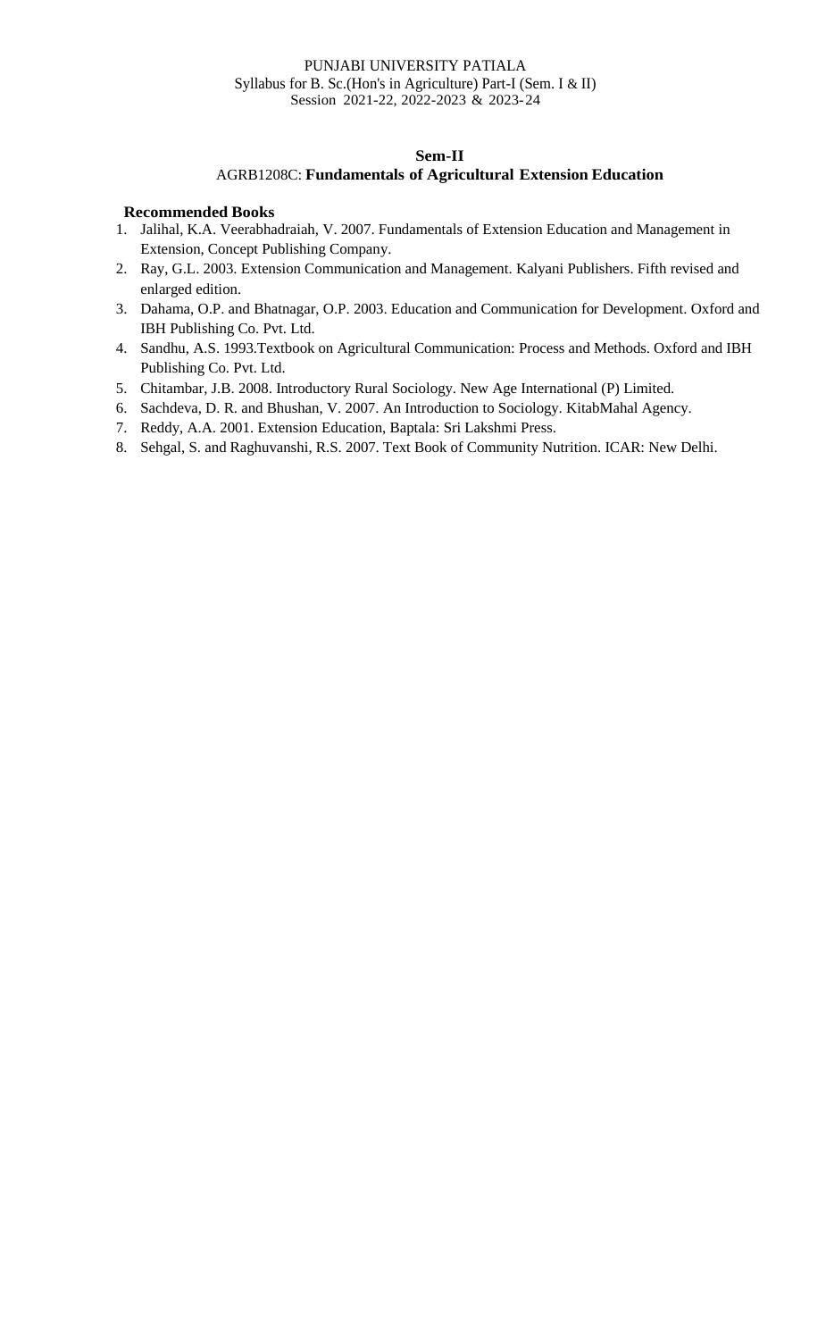**Sem-II**

AGRB1208C: **Fundamentals of Agricultural Extension Education**

**Recommended Books**

1. Jalihal, K.A. Veerabhadraiah, V. 2007. Fundamentals of Extension Education and Management in Extension, Concept Publishing Company.
2. Ray, G.L. 2003. Extension Communication and Management. Kalyani Publishers. Fifth revised and enlarged edition.
3. Dahama, O.P. and Bhatnagar, O.P. 2003. Education and Communication for Development. Oxford and IBH Publishing Co. Pvt. Ltd.
4. Sandhu, A.S. 1993.Textbook on Agricultural Communication: Process and Methods. Oxford and IBH Publishing Co. Pvt. Ltd.
5. Chitambar, J.B. 2008. Introductory Rural Sociology. New Age International (P) Limited.
6. Sachdeva, D. R. and Bhushan, V. 2007. An Introduction to Sociology. KitabMahal Agency.
7. Reddy, A.A. 2001. Extension Education, Baptala: Sri Lakshmi Press.
8. Sehgal, S. and Raghuvanshi, R.S. 2007. Text Book of Community Nutrition. ICAR: New Delhi.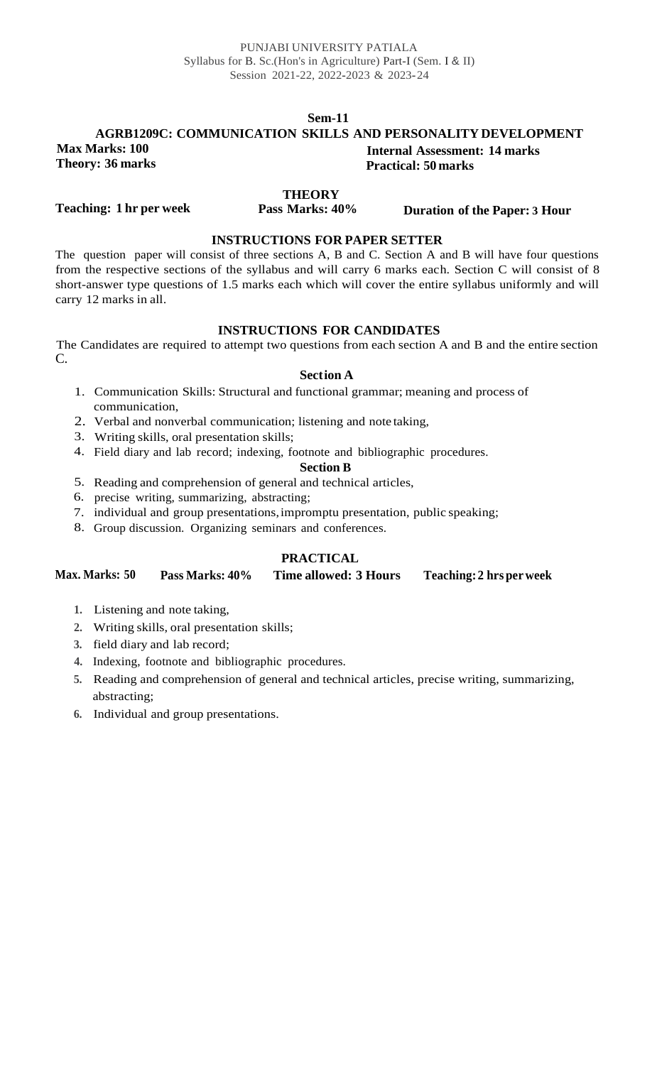PUNJABI UNIVERSITY PATIALA
Syllabus for B. Sc.(Hon's in Agriculture) Part-I (Sem. I & II)
Session 2021-22, 2022-2023 & 2023-24

**Sem-11**

## AGRB1209C: COMMUNICATION SKILLS AND PERSONALITY DEVELOPMENT

**Max Marks: 100** **Internal Assessment: 14 marks**
**Theory: 36 marks** **Practical: 50 marks**

### THEORY

**Teaching: 1 hr per week** **Pass Marks: 40%** **Duration of the Paper: 3 Hour**

### INSTRUCTIONS FOR PAPER SETTER

The question paper will consist of three sections A, B and C. Section A and B will have four questions from the respective sections of the syllabus and will carry 6 marks each. Section C will consist of 8 short-answer type questions of 1.5 marks each which will cover the entire syllabus uniformly and will carry 12 marks in all.

### INSTRUCTIONS FOR CANDIDATES

The Candidates are required to attempt two questions from each section A and B and the entire section C.

**Section A**

1. Communication Skills: Structural and functional grammar; meaning and process of communication,
2. Verbal and nonverbal communication; listening and note taking,
3. Writing skills, oral presentation skills;
4. Field diary and lab record; indexing, footnote and bibliographic procedures.

**Section B**

5. Reading and comprehension of general and technical articles,
6. precise writing, summarizing, abstracting;
7. individual and group presentations, impromptu presentation, public speaking;
8. Group discussion. Organizing seminars and conferences.

### PRACTICAL

**Max. Marks: 50** **Pass Marks: 40%** **Time allowed: 3 Hours** **Teaching: 2 hrs per week**

1. Listening and note taking,
2. Writing skills, oral presentation skills;
3. field diary and lab record;
4. Indexing, footnote and bibliographic procedures.
5. Reading and comprehension of general and technical articles, precise writing, summarizing, abstracting;
6. Individual and group presentations.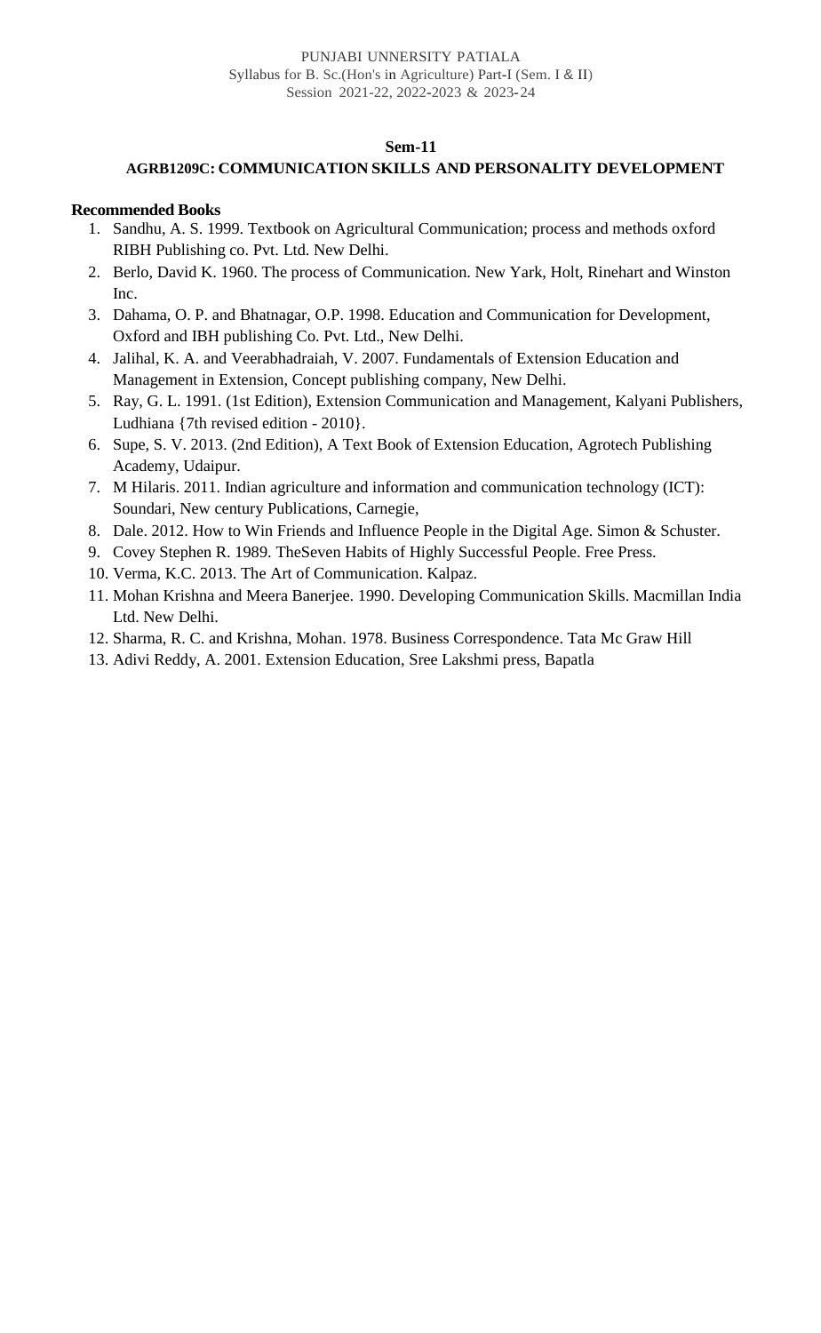### Sem-11

### AGRB1209C: COMMUNICATION SKILLS AND PERSONALITY DEVELOPMENT

**Recommended Books**

1. Sandhu, A. S. 1999. Textbook on Agricultural Communication; process and methods oxford RIBH Publishing co. Pvt. Ltd. New Delhi.
2. Berlo, David K. 1960. The process of Communication. New Yark, Holt, Rinehart and Winston Inc.
3. Dahama, O. P. and Bhatnagar, O.P. 1998. Education and Communication for Development, Oxford and IBH publishing Co. Pvt. Ltd., New Delhi.
4. Jalihal, K. A. and Veerabhadraiah, V. 2007. Fundamentals of Extension Education and Management in Extension, Concept publishing company, New Delhi.
5. Ray, G. L. 1991. (1st Edition), Extension Communication and Management, Kalyani Publishers, Ludhiana {7th revised edition - 2010}.
6. Supe, S. V. 2013. (2nd Edition), A Text Book of Extension Education, Agrotech Publishing Academy, Udaipur.
7. M Hilaris. 2011. Indian agriculture and information and communication technology (ICT): Soundari, New century Publications, Carnegie,
8. Dale. 2012. How to Win Friends and Influence People in the Digital Age. Simon & Schuster.
9. Covey Stephen R. 1989. TheSeven Habits of Highly Successful People. Free Press.
10. Verma, K.C. 2013. The Art of Communication. Kalpaz.
11. Mohan Krishna and Meera Banerjee. 1990. Developing Communication Skills. Macmillan India Ltd. New Delhi.
12. Sharma, R. C. and Krishna, Mohan. 1978. Business Correspondence. Tata Mc Graw Hill
13. Adivi Reddy, A. 2001. Extension Education, Sree Lakshmi press, Bapatla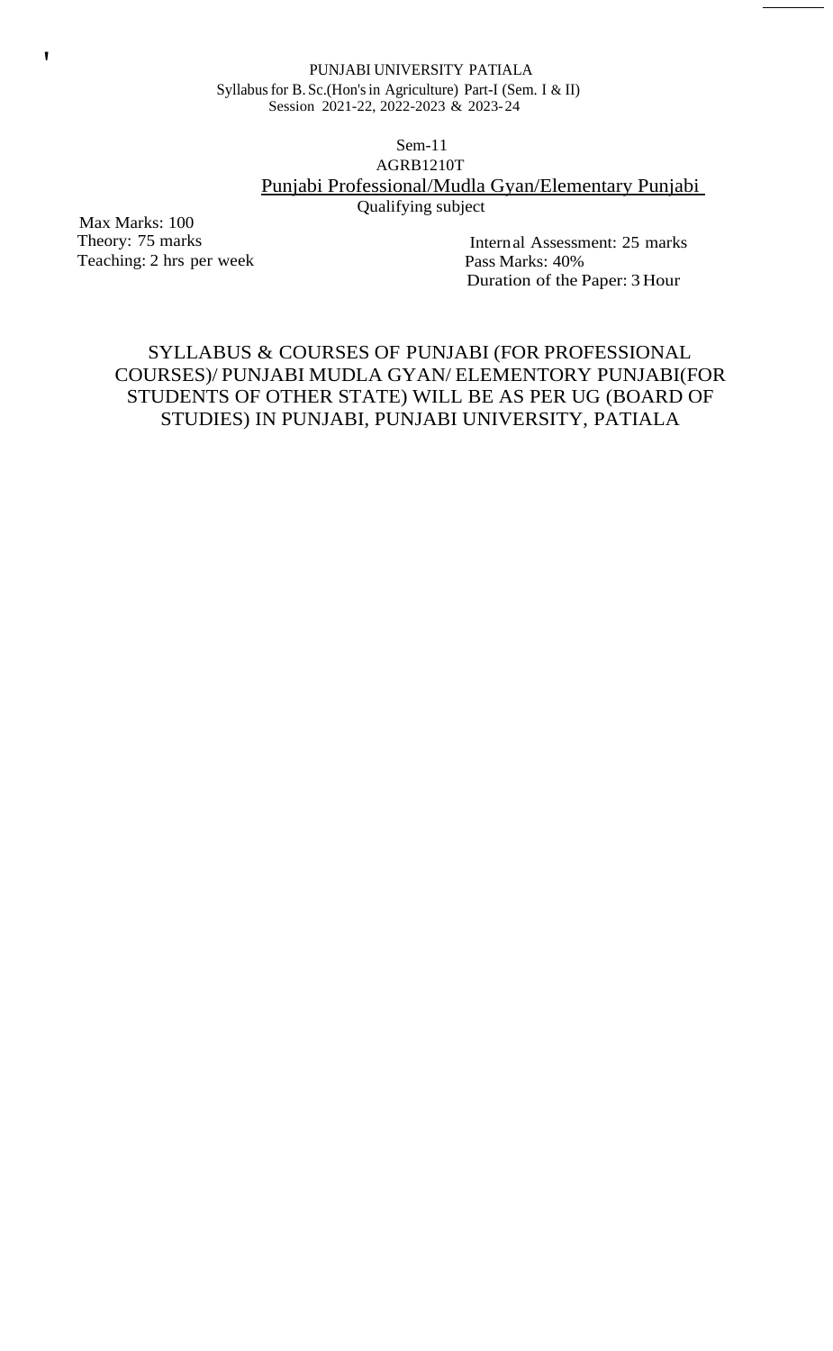PUNJABI UNIVERSITY PATIALA
Syllabus for B. Sc.(Hon's in Agriculture) Part-I (Sem. I & II)
Session 2021-22, 2022-2023 & 2023-24

Sem-11
AGRB1210T
Punjabi Professional/Mudla Gyan/Elementary Punjabi
Qualifying subject

Max Marks: 100
Theory: 75 marks
Teaching: 2 hrs per week

Internal Assessment: 25 marks
Pass Marks: 40%
Duration of the Paper: 3 Hour

SYLLABUS & COURSES OF PUNJABI (FOR PROFESSIONAL COURSES)/ PUNJABI MUDLA GYAN/ ELEMENTORY PUNJABI(FOR STUDENTS OF OTHER STATE) WILL BE AS PER UG (BOARD OF STUDIES) IN PUNJABI, PUNJABI UNIVERSITY, PATIALA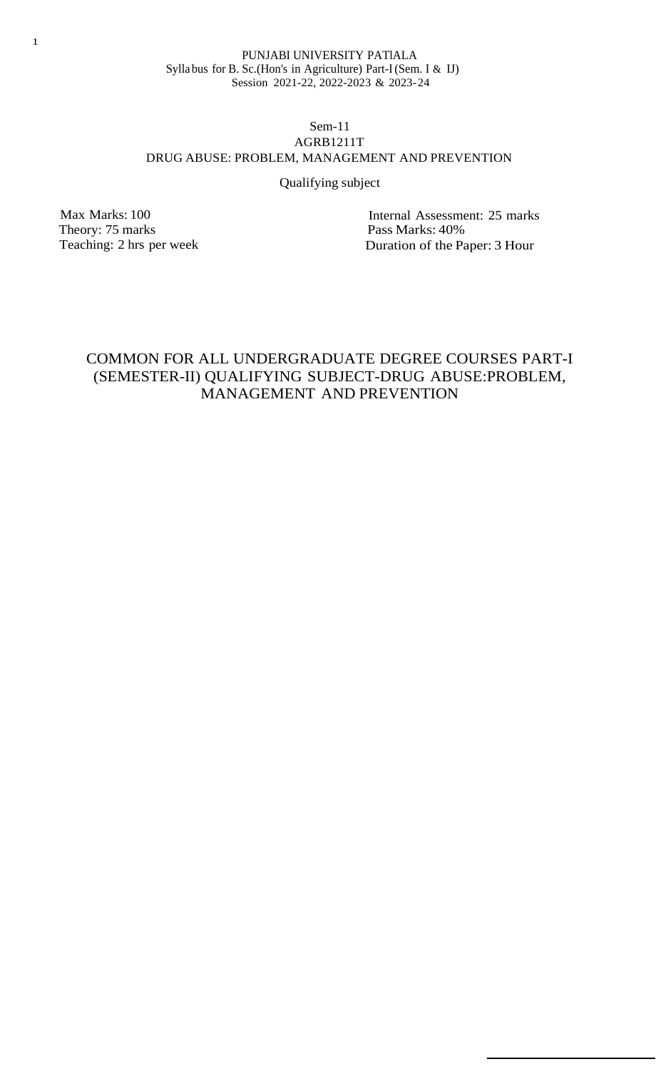PUNJABI UNIVERSITY PATIALA
Syllabus for B. Sc.(Hon's in Agriculture) Part-I (Sem. I & IJ)
Session 2021-22, 2022-2023 & 2023-24

Sem-11
AGRB1211T
DRUG ABUSE: PROBLEM, MANAGEMENT AND PREVENTION

Qualifying subject

Max Marks: 100
Theory: 75 marks
Teaching: 2 hrs per week

Internal Assessment: 25 marks
Pass Marks: 40%
Duration of the Paper: 3 Hour

## COMMON FOR ALL UNDERGRADUATE DEGREE COURSES PART-I (SEMESTER-II) QUALIFYING SUBJECT-DRUG ABUSE:PROBLEM, MANAGEMENT AND PREVENTION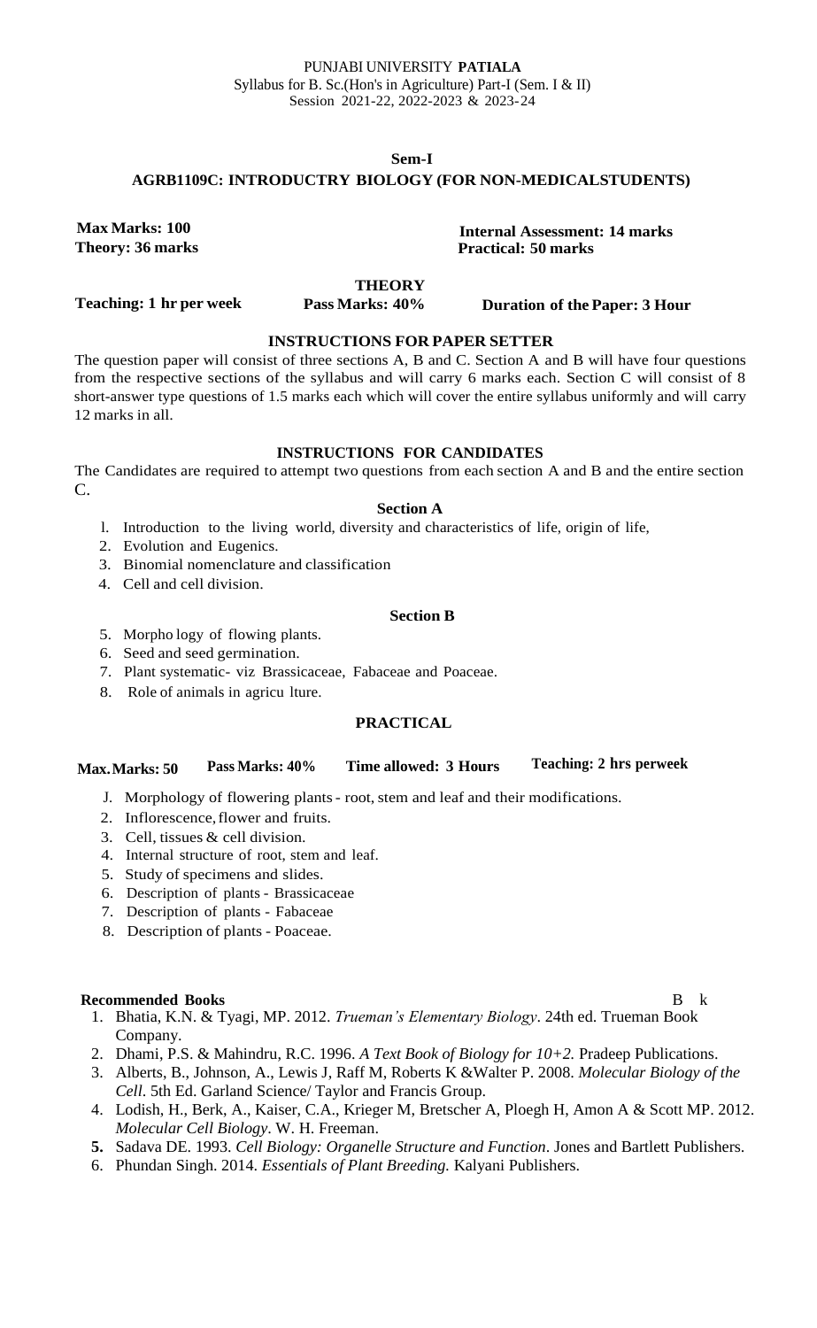PUNJABI UNIVERSITY **PATIALA**
Syllabus for B. Sc.(Hon's in Agriculture) Part-I (Sem. I & II)
Session 2021-22, 2022-2023 & 2023-24

**Sem-I**

**AGRB1109C: INTRODUCTRY BIOLOGY (FOR NON-MEDICALSTUDENTS)**

**Max Marks: 100**
**Theory: 36 marks**

**Internal Assessment: 14 marks**
**Practical: 50 marks**

**THEORY**

**Teaching: 1 hr per week** **Pass Marks: 40%** **Duration of the Paper: 3 Hour**

**INSTRUCTIONS FOR PAPER SETTER**

The question paper will consist of three sections A, B and C. Section A and B will have four questions from the respective sections of the syllabus and will carry 6 marks each. Section C will consist of 8 short-answer type questions of 1.5 marks each which will cover the entire syllabus uniformly and will carry 12 marks in all.

**INSTRUCTIONS FOR CANDIDATES**

The Candidates are required to attempt two questions from each section A and B and the entire section C.

**Section A**

1. Introduction to the living world, diversity and characteristics of life, origin of life,
2. Evolution and Eugenics.
3. Binomial nomenclature and classification
4. Cell and cell division.

**Section B**

5. Morpho logy of flowing plants.
6. Seed and seed germination.
7. Plant systematic- viz Brassicaceae, Fabaceae and Poaceae.
8. Role of animals in agricu lture.

**PRACTICAL**

**Max.Marks: 50** **Pass Marks: 40%** **Time allowed: 3 Hours** **Teaching: 2 hrs perweek**

1. Morphology of flowering plants - root, stem and leaf and their modifications.
2. Inflorescence, flower and fruits.
3. Cell, tissues & cell division.
4. Internal structure of root, stem and leaf.
5. Study of specimens and slides.
6. Description of plants - Brassicaceae
7. Description of plants - Fabaceae
8. Description of plants - Poaceae.

**Recommended Books** B k

1. Bhatia, K.N. & Tyagi, MP. 2012. *Trueman's Elementary Biology*. 24th ed. Trueman Book Company.
2. Dhami, P.S. & Mahindru, R.C. 1996. *A Text Book of Biology for 10+2.* Pradeep Publications.
3. Alberts, B., Johnson, A., Lewis J, Raff M, Roberts K &Walter P. 2008. *Molecular Biology of the Cell*. 5th Ed. Garland Science/ Taylor and Francis Group.
4. Lodish, H., Berk, A., Kaiser, C.A., Krieger M, Bretscher A, Ploegh H, Amon A & Scott MP. 2012. *Molecular Cell Biology*. W. H. Freeman.
5. Sadava DE. 1993. *Cell Biology: Organelle Structure and Function*. Jones and Bartlett Publishers.
6. Phundan Singh. 2014. *Essentials of Plant Breeding.* Kalyani Publishers.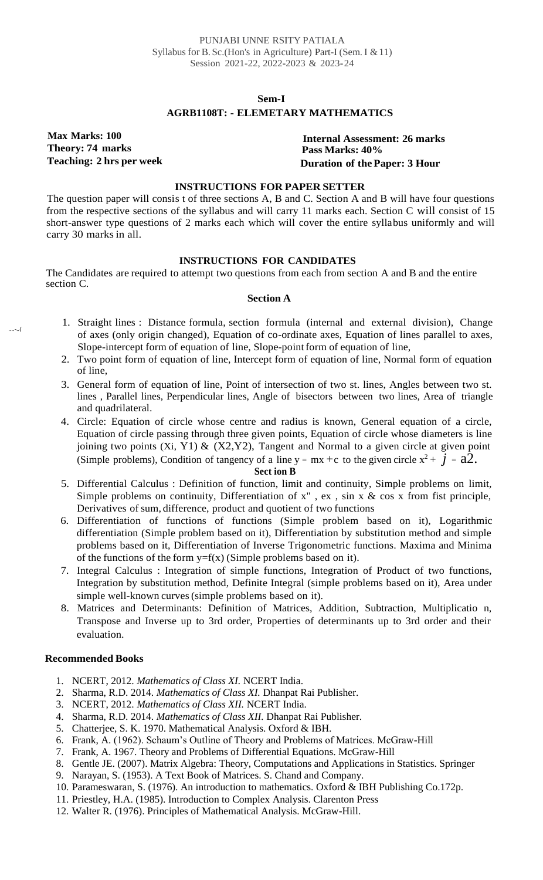PUNJABI UNNE RSITY PATIALA
Syllabus for B. Sc.(Hon's in Agriculture) Part-I (Sem. I & 11)
Session 2021-22, 2022-2023 & 2023-24

## Sem-I

## AGRB1108T: - ELEMETARY MATHEMATICS

**Max Marks: 100**
**Theory: 74 marks**
**Teaching: 2 hrs per week**

**Internal Assessment: 26 marks**
**Pass Marks: 40%**
**Duration of the Paper: 3 Hour**

### INSTRUCTIONS FOR PAPER SETTER

The question paper will consis t of three sections A, B and C. Section A and B will have four questions from the respective sections of the syllabus and will carry 11 marks each. Section C will consist of 15 short-answer type questions of 2 marks each which will cover the entire syllabus uniformly and will carry 30 marks in all.

### INSTRUCTIONS FOR CANDIDATES

The Candidates are required to attempt two questions from each from section A and B and the entire section C.

### Section A

1. Straight lines : Distance formula, section formula (internal and external division), Change of axes (only origin changed), Equation of co-ordinate axes, Equation of lines parallel to axes, Slope-intercept form of equation of line, Slope-point form of equation of line,
2. Two point form of equation of line, Intercept form of equation of line, Normal form of equation of line,
3. General form of equation of line, Point of intersection of two st. lines, Angles between two st. lines , Parallel lines, Perpendicular lines, Angle of bisectors between two lines, Area of triangle and quadrilateral.
4. Circle: Equation of circle whose centre and radius is known, General equation of a circle, Equation of circle passing through three given points, Equation of circle whose diameters is line joining two points (Xi, Y1) & (X2,Y2), Tangent and Normal to a given circle at given point (Simple problems), Condition of tangency of a line $y = mx + c$ to the given circle $x^2 + j = a2$.

### Sect ion B

5. Differential Calculus : Definition of function, limit and continuity, Simple problems on limit, Simple problems on continuity, Differentiation of x" , ex , sin x & cos x from fist principle, Derivatives of sum, difference, product and quotient of two functions
6. Differentiation of functions of functions (Simple problem based on it), Logarithmic differentiation (Simple problem based on it), Differentiation by substitution method and simple problems based on it, Differentiation of Inverse Trigonometric functions. Maxima and Minima of the functions of the form $y=f(x)$ (Simple problems based on it).
7. Integral Calculus : Integration of simple functions, Integration of Product of two functions, Integration by substitution method, Definite Integral (simple problems based on it), Area under simple well-known curves (simple problems based on it).
8. Matrices and Determinants: Definition of Matrices, Addition, Subtraction, Multiplicatio n, Transpose and Inverse up to 3rd order, Properties of determinants up to 3rd order and their evaluation.

### Recommended Books

1. NCERT, 2012. *Mathematics of Class XI.* NCERT India.
2. Sharma, R.D. 2014. *Mathematics of Class XI.* Dhanpat Rai Publisher.
3. NCERT, 2012. *Mathematics of Class XII.* NCERT India.
4. Sharma, R.D. 2014. *Mathematics of Class XII.* Dhanpat Rai Publisher.
5. Chatterjee, S. K. 1970. Mathematical Analysis. Oxford & IBH.
6. Frank, A. (1962). Schaum's Outline of Theory and Problems of Matrices. McGraw-Hill
7. Frank, A. 1967. Theory and Problems of Differential Equations. McGraw-Hill
8. Gentle JE. (2007). Matrix Algebra: Theory, Computations and Applications in Statistics. Springer
9. Narayan, S. (1953). A Text Book of Matrices. S. Chand and Company.
10. Parameswaran, S. (1976). An introduction to mathematics. Oxford & IBH Publishing Co.172p.
11. Priestley, H.A. (1985). Introduction to Complex Analysis. Clarenton Press
12. Walter R. (1976). Principles of Mathematical Analysis. McGraw-Hill.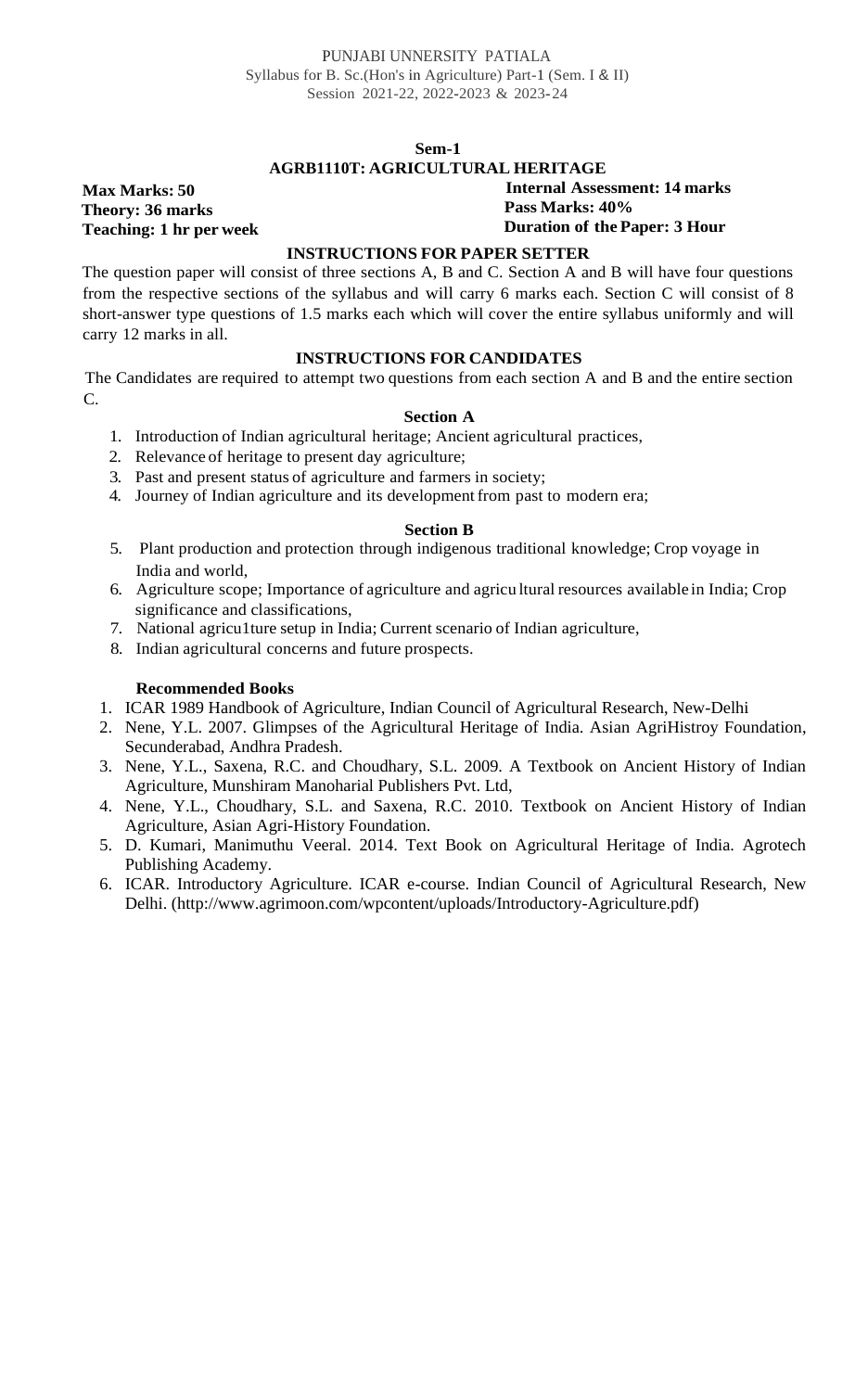PUNJABI UNNERSITY PATIALA
Syllabus for B. Sc.(Hon's in Agriculture) Part-1 (Sem. I & II)
Session 2021-22, 2022-2023 & 2023-24

## Sem-1

## AGRB1110T: AGRICULTURAL HERITAGE

**Max Marks: 50**
**Theory: 36 marks**
**Teaching: 1 hr per week**

**Internal Assessment: 14 marks**
**Pass Marks: 40%**
**Duration of the Paper: 3 Hour**

### INSTRUCTIONS FOR PAPER SETTER

The question paper will consist of three sections A, B and C. Section A and B will have four questions from the respective sections of the syllabus and will carry 6 marks each. Section C will consist of 8 short-answer type questions of 1.5 marks each which will cover the entire syllabus uniformly and will carry 12 marks in all.

### INSTRUCTIONS FOR CANDIDATES

The Candidates are required to attempt two questions from each section A and B and the entire section C.

### Section A

1. Introduction of Indian agricultural heritage; Ancient agricultural practices,
2. Relevance of heritage to present day agriculture;
3. Past and present status of agriculture and farmers in society;
4. Journey of Indian agriculture and its development from past to modern era;

### Section B

5. Plant production and protection through indigenous traditional knowledge; Crop voyage in India and world,
6. Agriculture scope; Importance of agriculture and agricu ltural resources available in India; Crop significance and classifications,
7. National agricu1ture setup in India; Current scenario of Indian agriculture,
8. Indian agricultural concerns and future prospects.

**Recommended Books**

1. ICAR 1989 Handbook of Agriculture, Indian Council of Agricultural Research, New-Delhi
2. Nene, Y.L. 2007. Glimpses of the Agricultural Heritage of India. Asian AgriHistroy Foundation, Secunderabad, Andhra Pradesh.
3. Nene, Y.L., Saxena, R.C. and Choudhary, S.L. 2009. A Textbook on Ancient History of Indian Agriculture, Munshiram Manoharial Publishers Pvt. Ltd,
4. Nene, Y.L., Choudhary, S.L. and Saxena, R.C. 2010. Textbook on Ancient History of Indian Agriculture, Asian Agri-History Foundation.
5. D. Kumari, Manimuthu Veeral. 2014. Text Book on Agricultural Heritage of India. Agrotech Publishing Academy.
6. ICAR. Introductory Agriculture. ICAR e-course. Indian Council of Agricultural Research, New Delhi. (http://www.agrimoon.com/wpcontent/uploads/Introductory-Agriculture.pdf)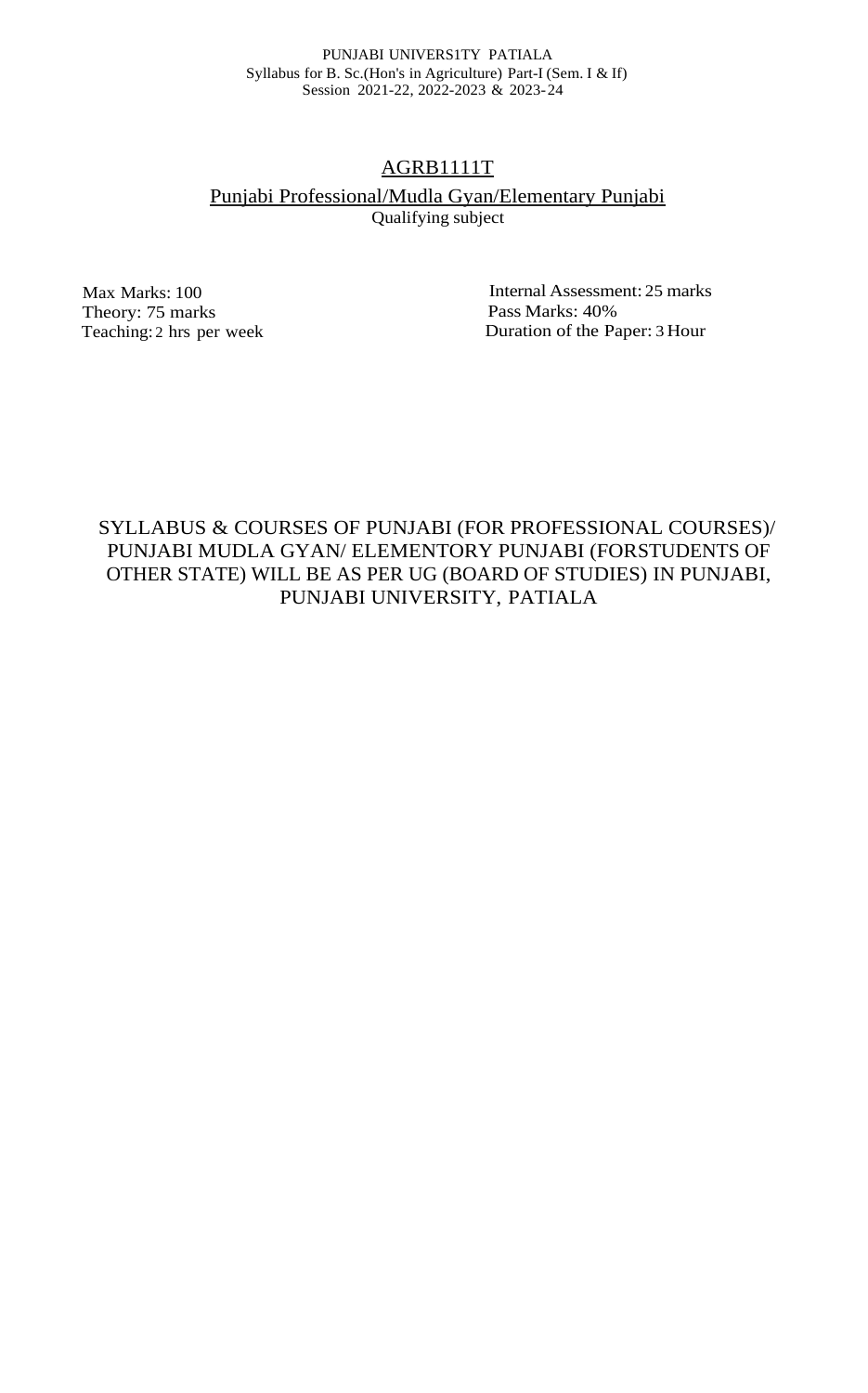PUNJABI UNIVERS1TY PATIALA
Syllabus for B. Sc.(Hon's in Agriculture) Part-I (Sem. I & If)
Session 2021-22, 2022-2023 & 2023-24

## AGRB1111T

### Punjabi Professional/Mudla Gyan/Elementary Punjabi

Qualifying subject

Max Marks: 100
Theory: 75 marks
Teaching: 2 hrs per week

Internal Assessment: 25 marks
Pass Marks: 40%
Duration of the Paper: 3 Hour

SYLLABUS & COURSES OF PUNJABI (FOR PROFESSIONAL COURSES)/ PUNJABI MUDLA GYAN/ ELEMENTORY PUNJABI (FORSTUDENTS OF OTHER STATE) WILL BE AS PER UG (BOARD OF STUDIES) IN PUNJABI, PUNJABI UNIVERSITY, PATIALA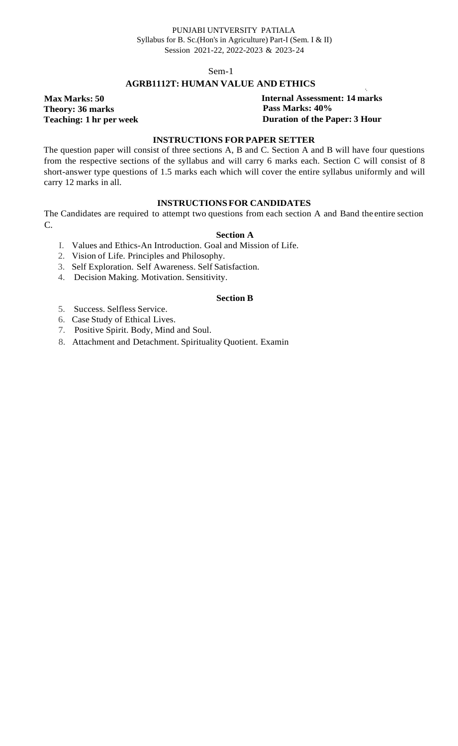PUNJABI UNTVERSITY PATIALA
Syllabus for B. Sc.(Hon's in Agriculture) Part-I (Sem. I & II)
Session 2021-22, 2022-2023 & 2023-24

Sem-1

## AGRB1112T: HUMAN VALUE AND ETHICS

**Max Marks: 50**
**Theory: 36 marks**
**Teaching: 1 hr per week**

**Internal Assessment: 14 marks**
**Pass Marks: 40%**
**Duration of the Paper: 3 Hour**

### INSTRUCTIONS FOR PAPER SETTER

The question paper will consist of three sections A, B and C. Section A and B will have four questions from the respective sections of the syllabus and will carry 6 marks each. Section C will consist of 8 short-answer type questions of 1.5 marks each which will cover the entire syllabus uniformly and will carry 12 marks in all.

### INSTRUCTIONS FOR CANDIDATES

The Candidates are required to attempt two questions from each section A and Band the entire section C.

**Section A**

I. Values and Ethics-An Introduction. Goal and Mission of Life.
2. Vision of Life. Principles and Philosophy.
3. Self Exploration. Self Awareness. Self Satisfaction.
4. Decision Making. Motivation. Sensitivity.

**Section B**

5. Success. Selfless Service.
6. Case Study of Ethical Lives.
7. Positive Spirit. Body, Mind and Soul.
8. Attachment and Detachment. Spirituality Quotient. Examin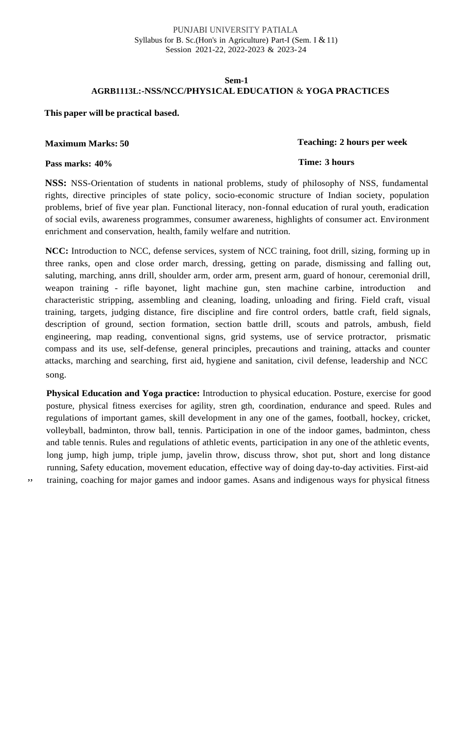PUNJABI UNIVERSITY PATIALA
Syllabus for B. Sc.(Hon's in Agriculture) Part-I (Sem. I & 11)
Session 2021-22, 2022-2023 & 2023-24

**Sem-1**

**AGRB1113L:-NSS/NCC/PHYS1CAL EDUCATION & YOGA PRACTICES**

**This paper will be practical based.**

**Maximum Marks: 50** | **Teaching: 2 hours per week**

**Pass marks: 40%** | **Time: 3 hours**

**NSS:** NSS-Orientation of students in national problems, study of philosophy of NSS, fundamental rights, directive principles of state policy, socio-economic structure of Indian society, population problems, brief of five year plan. Functional literacy, non-fonnal education of rural youth, eradication of social evils, awareness programmes, consumer awareness, highlights of consumer act. Environment enrichment and conservation, health, family welfare and nutrition.

**NCC:** Introduction to NCC, defense services, system of NCC training, foot drill, sizing, forming up in three ranks, open and close order march, dressing, getting on parade, dismissing and falling out, saluting, marching, anns drill, shoulder arm, order arm, present arm, guard of honour, ceremonial drill, weapon training - rifle bayonet, light machine gun, sten machine carbine, introduction and characteristic stripping, assembling and cleaning, loading, unloading and firing. Field craft, visual training, targets, judging distance, fire discipline and fire control orders, battle craft, field signals, description of ground, section formation, section battle drill, scouts and patrols, ambush, field engineering, map reading, conventional signs, grid systems, use of service protractor, prismatic compass and its use, self-defense, general principles, precautions and training, attacks and counter attacks, marching and searching, first aid, hygiene and sanitation, civil defense, leadership and NCC song.

**Physical Education and Yoga practice:** Introduction to physical education. Posture, exercise for good posture, physical fitness exercises for agility, stren gth, coordination, endurance and speed. Rules and regulations of important games, skill development in any one of the games, football, hockey, cricket, volleyball, badminton, throw ball, tennis. Participation in one of the indoor games, badminton, chess and table tennis. Rules and regulations of athletic events, participation in any one of the athletic events, long jump, high jump, triple jump, javelin throw, discuss throw, shot put, short and long distance running, Safety education, movement education, effective way of doing day-to-day activities. First-aid training, coaching for major games and indoor games. Asans and indigenous ways for physical fitness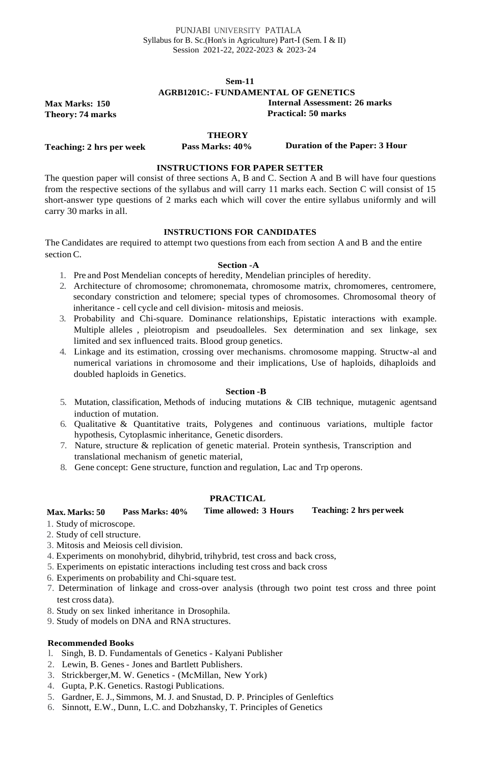PUNJABI UNIVERSITY PATIALA
Syllabus for B. Sc.(Hon's in Agriculture) Part-I (Sem. I & II)
Session 2021-22, 2022-2023 & 2023-24

**Sem-11**

**AGRB1201C:- FUNDAMENTAL OF GENETICS**

**Max Marks: 150**
**Theory: 74 marks**
**Internal Assessment: 26 marks**
**Practical: 50 marks**

**THEORY**

**Teaching: 2 hrs per week** **Pass Marks: 40%** **Duration of the Paper: 3 Hour**

**INSTRUCTIONS FOR PAPER SETTER**

The question paper will consist of three sections A, B and C. Section A and B will have four questions from the respective sections of the syllabus and will carry 11 marks each. Section C will consist of 15 short-answer type questions of 2 marks each which will cover the entire syllabus uniformly and will carry 30 marks in all.

**INSTRUCTIONS FOR CANDIDATES**

The Candidates are required to attempt two questions from each from section A and B and the entire section C.

**Section -A**

1. Pre and Post Mendelian concepts of heredity, Mendelian principles of heredity.
2. Architecture of chromosome; chromonemata, chromosome matrix, chromomeres, centromere, secondary constriction and telomere; special types of chromosomes. Chromosomal theory of inheritance - cell cycle and cell division- mitosis and meiosis.
3. Probability and Chi-square. Dominance relationships, Epistatic interactions with example. Multiple alleles , pleiotropism and pseudoalleles. Sex determination and sex linkage, sex limited and sex influenced traits. Blood group genetics.
4. Linkage and its estimation, crossing over mechanisms. chromosome mapping. Structw-al and numerical variations in chromosome and their implications, Use of haploids, dihaploids and doubled haploids in Genetics.

**Section -B**

5. Mutation, classification, Methods of inducing mutations & CIB technique, mutagenic agentsand induction of mutation.
6. Qualitative & Quantitative traits, Polygenes and continuous variations, multiple factor hypothesis, Cytoplasmic inheritance, Genetic disorders.
7. Nature, structure & replication of genetic material. Protein synthesis, Transcription and translational mechanism of genetic material,
8. Gene concept: Gene structure, function and regulation, Lac and Trp operons.

**PRACTICAL**

**Max. Marks: 50** **Pass Marks: 40%** **Time allowed: 3 Hours** **Teaching: 2 hrs perweek**

1. Study of microscope.
2. Study of cell structure.
3. Mitosis and Meiosis cell division.
4. Experiments on monohybrid, dihybrid, trihybrid, test cross and back cross,
5. Experiments on epistatic interactions including test cross and back cross
6. Experiments on probability and Chi-square test.
7. Determination of linkage and cross-over analysis (through two point test cross and three point test cross data).
8. Study on sex linked inheritance in Drosophila.
9. Study of models on DNA and RNA structures.

**Recommended Books**

1. Singh, B. D. Fundamentals of Genetics - Kalyani Publisher
2. Lewin, B. Genes - Jones and Bartlett Publishers.
3. Strickberger,M. W. Genetics - (McMillan, New York)
4. Gupta, P.K. Genetics. Rastogi Publications.
5. Gardner, E. J., Simmons, M. J. and Snustad, D. P. Principles of Genleftics
6. Sinnott, E.W., Dunn, L.C. and Dobzhansky, T. Principles of Genetics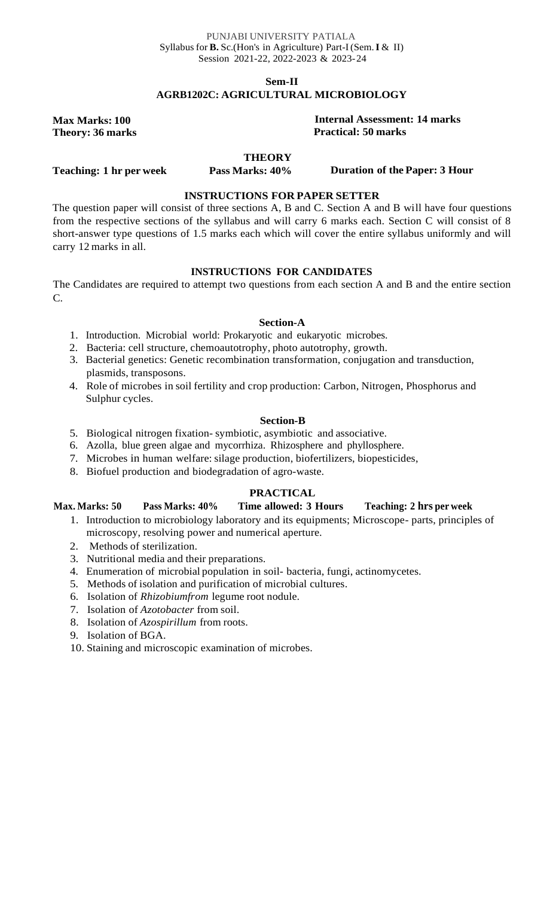PUNJABI UNIVERSITY PATIALA
Syllabus for **B.** Sc.(Hon's in Agriculture) Part-I (Sem. **I** & II)
Session 2021-22, 2022-2023 & 2023-24

## Sem-II

## AGRB1202C: AGRICULTURAL MICROBIOLOGY

**Max Marks: 100** | **Internal Assessment: 14 marks**
**Theory: 36 marks** | **Practical: 50 marks**

### THEORY

**Teaching: 1 hr per week** | **Pass Marks: 40%** | **Duration of the Paper: 3 Hour**

### INSTRUCTIONS FOR PAPER SETTER

The question paper will consist of three sections A, B and C. Section A and B will have four questions from the respective sections of the syllabus and will carry 6 marks each. Section C will consist of 8 short-answer type questions of 1.5 marks each which will cover the entire syllabus uniformly and will carry 12 marks in all.

### INSTRUCTIONS FOR CANDIDATES

The Candidates are required to attempt two questions from each section A and B and the entire section C.

### Section-A

1. Introduction. Microbial world: Prokaryotic and eukaryotic microbes.
2. Bacteria: cell structure, chemoautotrophy, photo autotrophy, growth.
3. Bacterial genetics: Genetic recombination transformation, conjugation and transduction, plasmids, transposons.
4. Role of microbes in soil fertility and crop production: Carbon, Nitrogen, Phosphorus and Sulphur cycles.

### Section-B

5. Biological nitrogen fixation- symbiotic, asymbiotic and associative.
6. Azolla, blue green algae and mycorrhiza. Rhizosphere and phyllosphere.
7. Microbes in human welfare: silage production, biofertilizers, biopesticides,
8. Biofuel production and biodegradation of agro-waste.

### PRACTICAL

**Max. Marks: 50** | **Pass Marks: 40%** | **Time allowed: 3 Hours** | **Teaching: 2 hrs per week**

1. Introduction to microbiology laboratory and its equipments; Microscope- parts, principles of microscopy, resolving power and numerical aperture.
2. Methods of sterilization.
3. Nutritional media and their preparations.
4. Enumeration of microbial population in soil- bacteria, fungi, actinomycetes.
5. Methods of isolation and purification of microbial cultures.
6. Isolation of *Rhizobiumfrom* legume root nodule.
7. Isolation of *Azotobacter* from soil.
8. Isolation of *Azospirillum* from roots.
9. Isolation of BGA.
10. Staining and microscopic examination of microbes.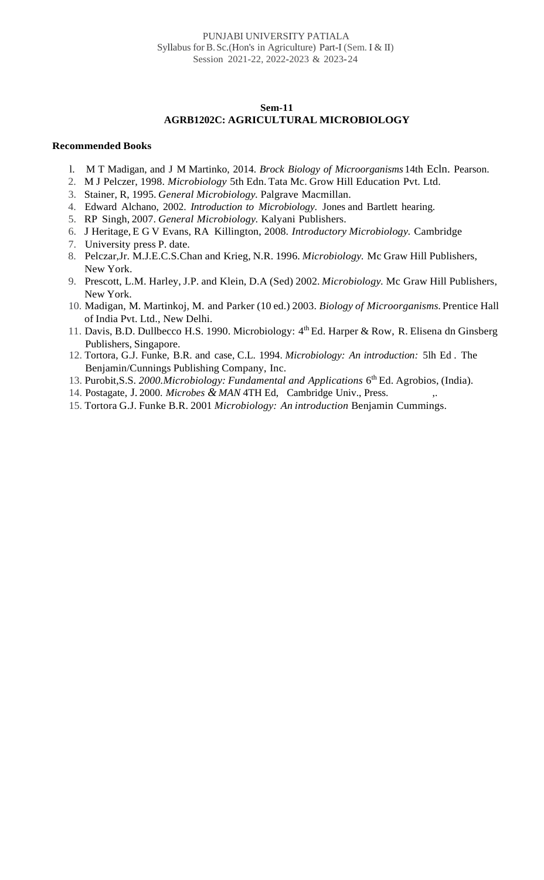### Sem-11
### AGRB1202C: AGRICULTURAL MICROBIOLOGY

**Recommended Books**

1. M T Madigan, and J M Martinko, 2014. *Brock Biology of Microorganisms* 14th Ecln. Pearson.
2. M J Pelczer, 1998. *Microbiology* 5th Edn. Tata Mc. Grow Hill Education Pvt. Ltd.
3. Stainer, R, 1995. *General Microbiology.* Palgrave Macmillan.
4. Edward Alchano, 2002. *Introduction to Microbiology.* Jones and Bartlett hearing.
5. RP Singh, 2007. *General Microbiology.* Kalyani Publishers.
6. J Heritage, E G V Evans, RA Killington, 2008. *Introductory Microbiology.* Cambridge
7. University press P. date.
8. Pelczar,Jr. M.J.E.C.S.Chan and Krieg, N.R. 1996. *Microbiology.* Mc Graw Hill Publishers, New York.
9. Prescott, L.M. Harley, J.P. and Klein, D.A (Sed) 2002. *Microbiology.* Mc Graw Hill Publishers, New York.
10. Madigan, M. Martinkoj, M. and Parker (10 ed.) 2003. *Biology of Microorganisms.* Prentice Hall of India Pvt. Ltd., New Delhi.
11. Davis, B.D. Dullbecco H.S. 1990. Microbiology: 4th Ed. Harper & Row, R. Elisena dn Ginsberg Publishers, Singapore.
12. Tortora, G.J. Funke, B.R. and case, C.L. 1994. *Microbiology: An introduction:* 5lh Ed . The Benjamin/Cunnings Publishing Company, Inc.
13. Purobit,S.S. *2000.Microbiology: Fundamental and Applications* 6th Ed. Agrobios, (India).
14. Postagate, J. 2000. *Microbes & MAN* 4TH Ed, Cambridge Univ., Press. ,.
15. Tortora G.J. Funke B.R. 2001 *Microbiology: An introduction* Benjamin Cummings.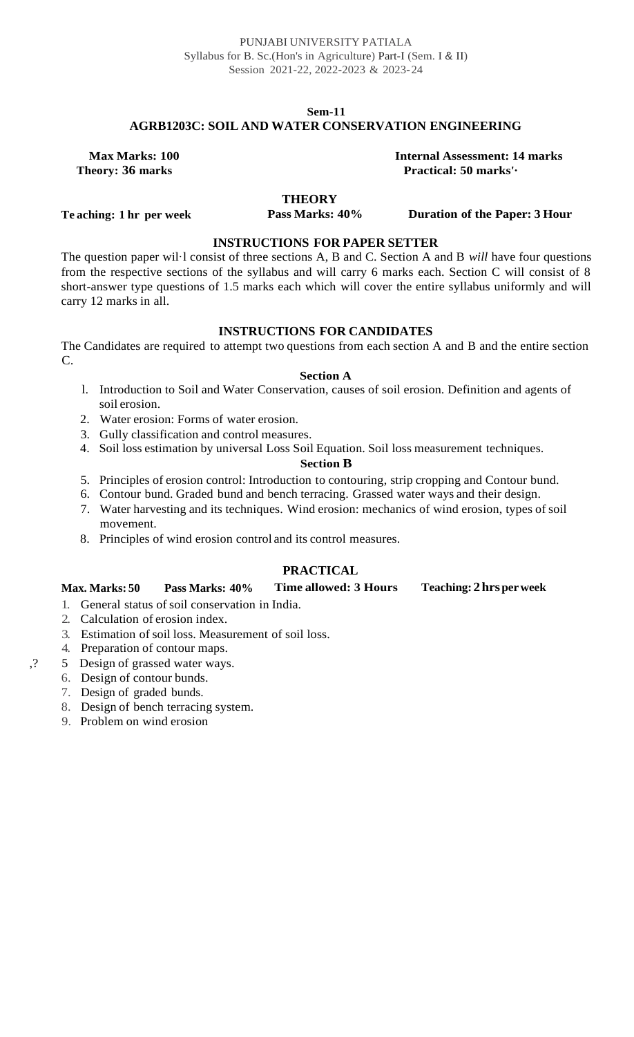PUNJABI UNIVERSITY PATIALA
Syllabus for B. Sc.(Hon's in Agriculture) Part-I (Sem. I & II)
Session 2021-22, 2022-2023 & 2023-24

**Sem-11**

## AGRB1203C: SOIL AND WATER CONSERVATION ENGINEERING

**Max Marks: 100** **Internal Assessment: 14 marks**
**Theory: 36 marks** **Practical: 50 marks'·**

### THEORY

**Te aching: 1 hr per week** **Pass Marks: 40%** **Duration of the Paper: 3 Hour**

### INSTRUCTIONS FOR PAPER SETTER

The question paper wil·l consist of three sections A, B and C. Section A and B *will* have four questions from the respective sections of the syllabus and will carry 6 marks each. Section C will consist of 8 short-answer type questions of 1.5 marks each which will cover the entire syllabus uniformly and will carry 12 marks in all.

### INSTRUCTIONS FOR CANDIDATES

The Candidates are required to attempt two questions from each section A and B and the entire section C.

**Section A**

1. Introduction to Soil and Water Conservation, causes of soil erosion. Definition and agents of soil erosion.
2. Water erosion: Forms of water erosion.
3. Gully classification and control measures.
4. Soil loss estimation by universal Loss Soil Equation. Soil loss measurement techniques.

**Section B**

5. Principles of erosion control: Introduction to contouring, strip cropping and Contour bund.
6. Contour bund. Graded bund and bench terracing. Grassed water ways and their design.
7. Water harvesting and its techniques. Wind erosion: mechanics of wind erosion, types of soil movement.
8. Principles of wind erosion control and its control measures.

### PRACTICAL

**Max. Marks: 50** **Pass Marks: 40%** **Time allowed: 3 Hours** **Teaching: 2 hrs per week**

1. General status of soil conservation in India.
2. Calculation of erosion index.
3. Estimation of soil loss. Measurement of soil loss.
4. Preparation of contour maps.
5. Design of grassed water ways.
6. Design of contour bunds.
7. Design of graded bunds.
8. Design of bench terracing system.
9. Problem on wind erosion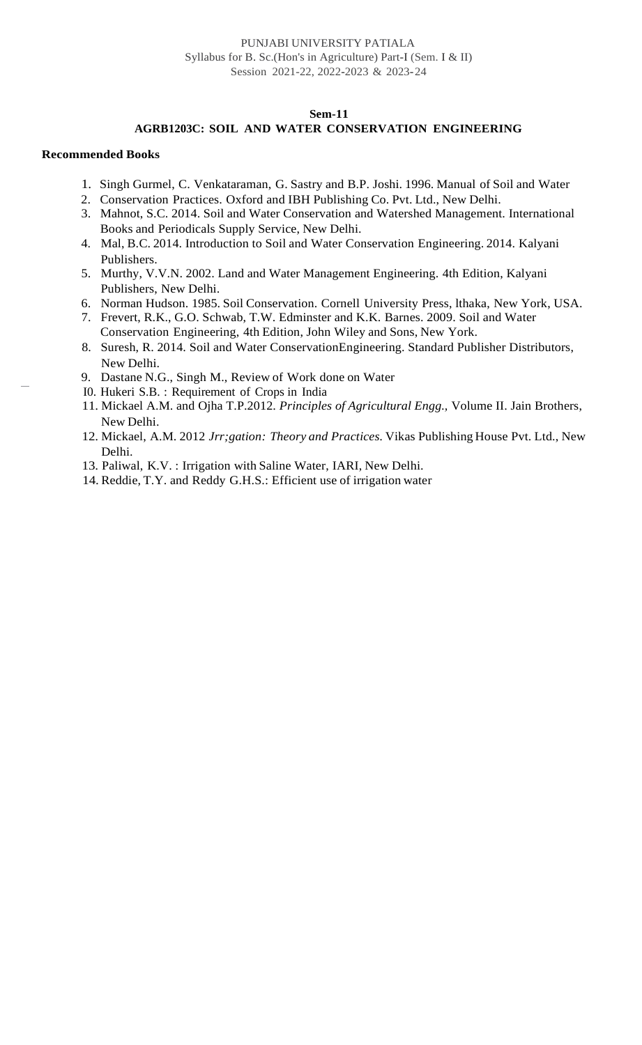### Sem-11

### AGRB1203C: SOIL AND WATER CONSERVATION ENGINEERING

**Recommended Books**

1. Singh Gurmel, C. Venkataraman, G. Sastry and B.P. Joshi. 1996. Manual of Soil and Water
2. Conservation Practices. Oxford and IBH Publishing Co. Pvt. Ltd., New Delhi.
3. Mahnot, S.C. 2014. Soil and Water Conservation and Watershed Management. International Books and Periodicals Supply Service, New Delhi.
4. Mal, B.C. 2014. Introduction to Soil and Water Conservation Engineering. 2014. Kalyani Publishers.
5. Murthy, V.V.N. 2002. Land and Water Management Engineering. 4th Edition, Kalyani Publishers, New Delhi.
6. Norman Hudson. 1985. Soil Conservation. Cornell University Press, lthaka, New York, USA.
7. Frevert, R.K., G.O. Schwab, T.W. Edminster and K.K. Barnes. 2009. Soil and Water Conservation Engineering, 4th Edition, John Wiley and Sons, New York.
8. Suresh, R. 2014. Soil and Water ConservationEngineering. Standard Publisher Distributors, New Delhi.
9. Dastane N.G., Singh M., Review of Work done on Water
10. Hukeri S.B. : Requirement of Crops in India
11. Mickael A.M. and Ojha T.P.2012. *Principles of Agricultural Engg.*, Volume II. Jain Brothers, New Delhi.
12. Mickael, A.M. 2012 *Jrr;gation: Theory and Practices.* Vikas Publishing House Pvt. Ltd., New Delhi.
13. Paliwal, K.V. : Irrigation with Saline Water, IARI, New Delhi.
14. Reddie, T.Y. and Reddy G.H.S.: Efficient use of irrigation water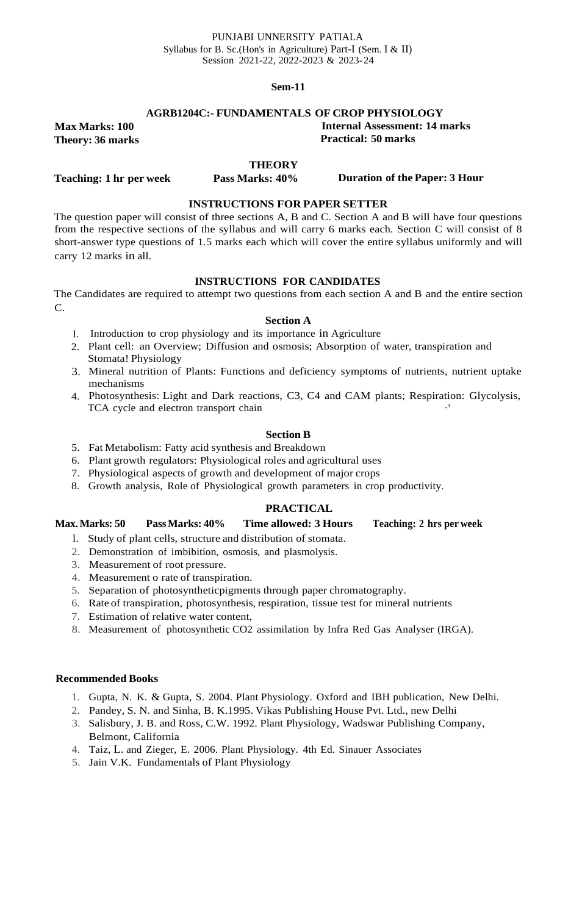PUNJABI UNNERSITY PATIALA
Syllabus for B. Sc.(Hon's in Agriculture) Part-I (Sem. I & II)
Session 2021-22, 2022-2023 & 2023-24

**Sem-11**

## AGRB1204C:- FUNDAMENTALS OF CROP PHYSIOLOGY

**Max Marks: 100** **Internal Assessment: 14 marks**
**Theory: 36 marks** **Practical: 50 marks**

### THEORY

**Teaching: 1 hr per week** **Pass Marks: 40%** **Duration of the Paper: 3 Hour**

### INSTRUCTIONS FOR PAPER SETTER

The question paper will consist of three sections A, B and C. Section A and B will have four questions from the respective sections of the syllabus and will carry 6 marks each. Section C will consist of 8 short-answer type questions of 1.5 marks each which will cover the entire syllabus uniformly and will carry 12 marks in all.

### INSTRUCTIONS FOR CANDIDATES

The Candidates are required to attempt two questions from each section A and B and the entire section C.

#### Section A

I. Introduction to crop physiology and its importance in Agriculture
2. Plant cell: an Overview; Diffusion and osmosis; Absorption of water, transpiration and Stomata! Physiology
3. Mineral nutrition of Plants: Functions and deficiency symptoms of nutrients, nutrient uptake mechanisms
4. Photosynthesis: Light and Dark reactions, C3, C4 and CAM plants; Respiration: Glycolysis, TCA cycle and electron transport chain

#### Section B

5. Fat Metabolism: Fatty acid synthesis and Breakdown
6. Plant growth regulators: Physiological roles and agricultural uses
7. Physiological aspects of growth and development of major crops
8. Growth analysis, Role of Physiological growth parameters in crop productivity.

### PRACTICAL

**Max. Marks: 50** **Pass Marks: 40%** **Time allowed: 3 Hours** **Teaching: 2 hrs per week**

l. Study of plant cells, structure and distribution of stomata.
2. Demonstration of imbibition, osmosis, and plasmolysis.
3. Measurement of root pressure.
4. Measurement o rate of transpiration.
5. Separation of photosyntheticpigments through paper chromatography.
6. Rate of transpiration, photosynthesis, respiration, tissue test for mineral nutrients
7. Estimation of relative water content,
8. Measurement of photosynthetic $CO_2$ assimilation by Infra Red Gas Analyser (IRGA).

**Recommended Books**

1. Gupta, N. K. & Gupta, S. 2004. Plant Physiology. Oxford and IBH publication, New Delhi.
2. Pandey, S. N. and Sinha, B. K.1995. Vikas Publishing House Pvt. Ltd., new Delhi
3. Salisbury, J. B. and Ross, C.W. 1992. Plant Physiology, Wadswar Publishing Company, Belmont, California
4. Taiz, L. and Zieger, E. 2006. Plant Physiology. 4th Ed. Sinauer Associates
5. Jain V.K. Fundamentals of Plant Physiology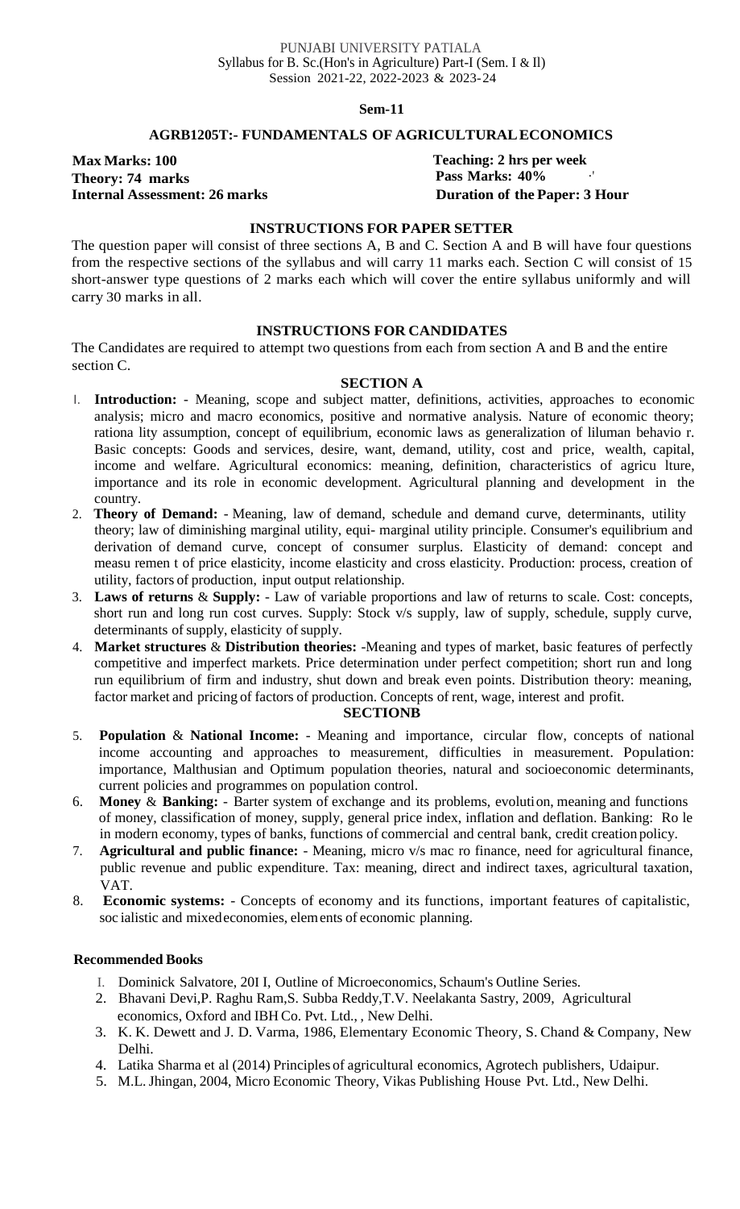PUNJABI UNIVERSITY PATIALA
Syllabus for B. Sc.(Hon's in Agriculture) Part-I (Sem. I & Il)
Session 2021-22, 2022-2023 & 2023-24

**Sem-11**

## AGRB1205T:- FUNDAMENTALS OF AGRICULTURAL ECONOMICS

**Max Marks: 100** | **Teaching: 2 hrs per week**
**Theory: 74 marks** | **Pass Marks: 40%**
**Internal Assessment: 26 marks** | **Duration of the Paper: 3 Hour**

### INSTRUCTIONS FOR PAPER SETTER

The question paper will consist of three sections A, B and C. Section A and B will have four questions from the respective sections of the syllabus and will carry 11 marks each. Section C will consist of 15 short-answer type questions of 2 marks each which will cover the entire syllabus uniformly and will carry 30 marks in all.

### INSTRUCTIONS FOR CANDIDATES

The Candidates are required to attempt two questions from each from section A and B and the entire section C.

### SECTION A

1. **Introduction:** - Meaning, scope and subject matter, definitions, activities, approaches to economic analysis; micro and macro economics, positive and normative analysis. Nature of economic theory; rationa lity assumption, concept of equilibrium, economic laws as generalization of liluman behavio r. Basic concepts: Goods and services, desire, want, demand, utility, cost and price, wealth, capital, income and welfare. Agricultural economics: meaning, definition, characteristics of agricu lture, importance and its role in economic development. Agricultural planning and development in the country.
2. **Theory of Demand:** - Meaning, law of demand, schedule and demand curve, determinants, utility theory; law of diminishing marginal utility, equi- marginal utility principle. Consumer's equilibrium and derivation of demand curve, concept of consumer surplus. Elasticity of demand: concept and measu remen t of price elasticity, income elasticity and cross elasticity. Production: process, creation of utility, factors of production, input output relationship.
3. **Laws of returns** & **Supply:** - Law of variable proportions and law of returns to scale. Cost: concepts, short run and long run cost curves. Supply: Stock v/s supply, law of supply, schedule, supply curve, determinants of supply, elasticity of supply.
4. **Market structures** & **Distribution theories:** -Meaning and types of market, basic features of perfectly competitive and imperfect markets. Price determination under perfect competition; short run and long run equilibrium of firm and industry, shut down and break even points. Distribution theory: meaning, factor market and pricing of factors of production. Concepts of rent, wage, interest and profit.

### SECTIONB

5. **Population** & **National Income:** - Meaning and importance, circular flow, concepts of national income accounting and approaches to measurement, difficulties in measurement. Population: importance, Malthusian and Optimum population theories, natural and socioeconomic determinants, current policies and programmes on population control.
6. **Money** & **Banking:** - Barter system of exchange and its problems, evoluti on, meaning and functions of money, classification of money, supply, general price index, inflation and deflation. Banking: Ro le in modern economy, types of banks, functions of commercial and central bank, credit creation policy.
7. **Agricultural and public finance:** - Meaning, micro v/s mac ro finance, need for agricultural finance, public revenue and public expenditure. Tax: meaning, direct and indirect taxes, agricultural taxation, VAT.
8. **Economic systems:** - Concepts of economy and its functions, important features of capitalistic, soc ialistic and mixed economies, elem ents of economic planning.

**Recommended Books**

1. Dominick Salvatore, 20I I, Outline of Microeconomics, Schaum's Outline Series.
2. Bhavani Devi,P. Raghu Ram,S. Subba Reddy,T.V. Neelakanta Sastry, 2009, Agricultural economics, Oxford and IBH Co. Pvt. Ltd., , New Delhi.
3. K. K. Dewett and J. D. Varma, 1986, Elementary Economic Theory, S. Chand & Company, New Delhi.
4. Latika Sharma et al (2014) Principles of agricultural economics, Agrotech publishers, Udaipur.
5. M.L. Jhingan, 2004, Micro Economic Theory, Vikas Publishing House Pvt. Ltd., New Delhi.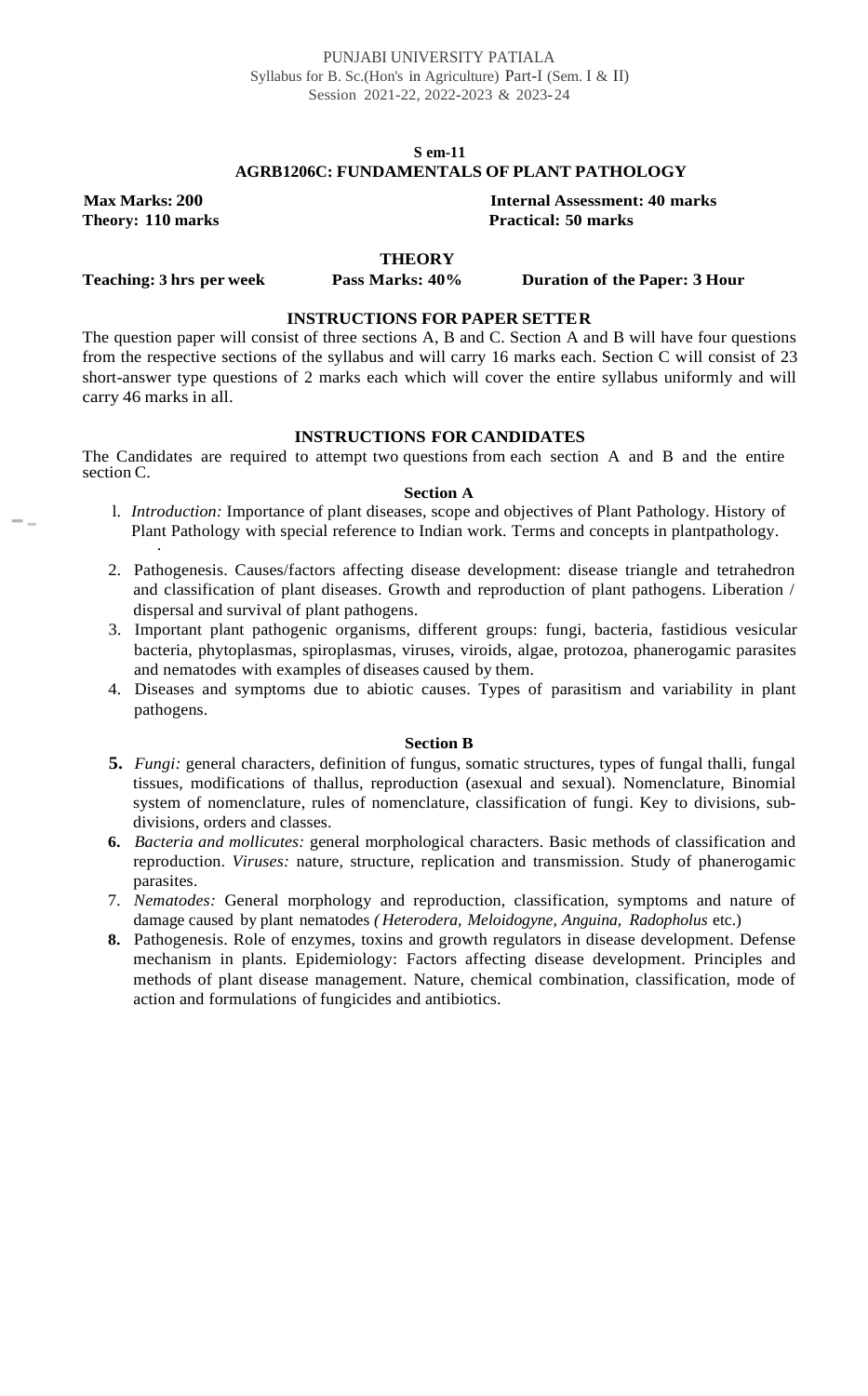PUNJABI UNIVERSITY PATIALA
Syllabus for B. Sc.(Hon's in Agriculture) Part-I (Sem. I & II)
Session 2021-22, 2022-2023 & 2023-24

**S em-11**

## AGRB1206C: FUNDAMENTALS OF PLANT PATHOLOGY

**Max Marks: 200** | **Internal Assessment: 40 marks**
**Theory: 110 marks** | **Practical: 50 marks**

### THEORY

**Teaching: 3 hrs per week** | **Pass Marks: 40%** | **Duration of the Paper: 3 Hour**

### INSTRUCTIONS FOR PAPER SETTER

The question paper will consist of three sections A, B and C. Section A and B will have four questions from the respective sections of the syllabus and will carry 16 marks each. Section C will consist of 23 short-answer type questions of 2 marks each which will cover the entire syllabus uniformly and will carry 46 marks in all.

### INSTRUCTIONS FOR CANDIDATES

The Candidates are required to attempt two questions from each section A and B and the entire section C.

### Section A

1. *Introduction:* Importance of plant diseases, scope and objectives of Plant Pathology. History of Plant Pathology with special reference to Indian work. Terms and concepts in plantpathology.
2. Pathogenesis. Causes/factors affecting disease development: disease triangle and tetrahedron and classification of plant diseases. Growth and reproduction of plant pathogens. Liberation / dispersal and survival of plant pathogens.
3. Important plant pathogenic organisms, different groups: fungi, bacteria, fastidious vesicular bacteria, phytoplasmas, spiroplasmas, viruses, viroids, algae, protozoa, phanerogamic parasites and nematodes with examples of diseases caused by them.
4. Diseases and symptoms due to abiotic causes. Types of parasitism and variability in plant pathogens.

### Section B

5. *Fungi:* general characters, definition of fungus, somatic structures, types of fungal thalli, fungal tissues, modifications of thallus, reproduction (asexual and sexual). Nomenclature, Binomial system of nomenclature, rules of nomenclature, classification of fungi. Key to divisions, sub-divisions, orders and classes.
6. *Bacteria and mollicutes:* general morphological characters. Basic methods of classification and reproduction. *Viruses:* nature, structure, replication and transmission. Study of phanerogamic parasites.
7. *Nematodes:* General morphology and reproduction, classification, symptoms and nature of damage caused by plant nematodes (*Heterodera, Meloidogyne, Anguina, Radopholus* etc.)
8. Pathogenesis. Role of enzymes, toxins and growth regulators in disease development. Defense mechanism in plants. Epidemiology: Factors affecting disease development. Principles and methods of plant disease management. Nature, chemical combination, classification, mode of action and formulations of fungicides and antibiotics.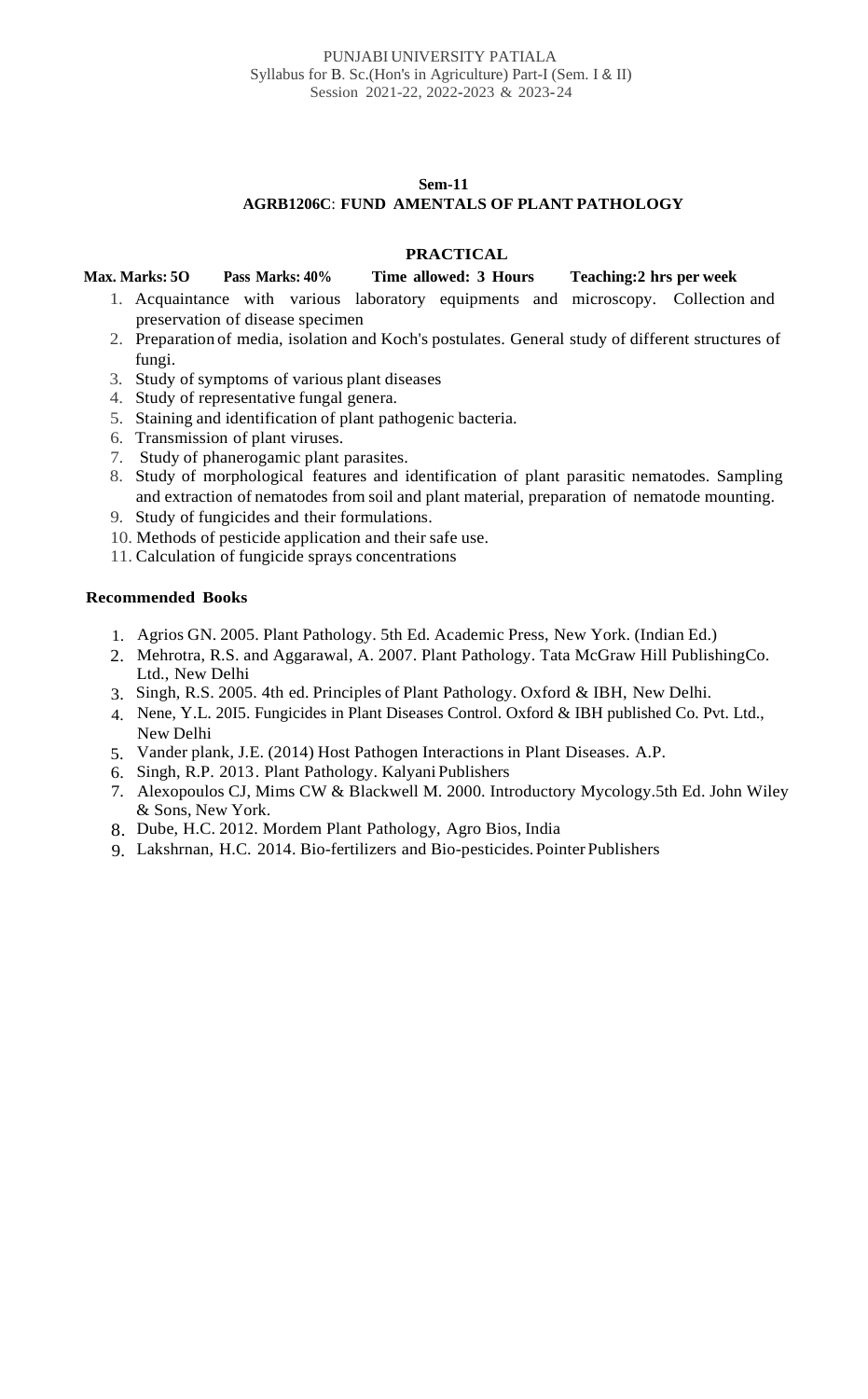PUNJABI UNIVERSITY PATIALA
Syllabus for B. Sc.(Hon's in Agriculture) Part-I (Sem. I & II)
Session 2021-22, 2022-2023 & 2023-24

**Sem-11**

**AGRB1206C: FUND AMENTALS OF PLANT PATHOLOGY**

**PRACTICAL**

**Max. Marks: 5O** **Pass Marks: 40%** **Time allowed: 3 Hours** **Teaching:2 hrs per week**

1. Acquaintance with various laboratory equipments and microscopy. Collection and preservation of disease specimen
2. Preparation of media, isolation and Koch's postulates. General study of different structures of fungi.
3. Study of symptoms of various plant diseases
4. Study of representative fungal genera.
5. Staining and identification of plant pathogenic bacteria.
6. Transmission of plant viruses.
7. Study of phanerogamic plant parasites.
8. Study of morphological features and identification of plant parasitic nematodes. Sampling and extraction of nematodes from soil and plant material, preparation of nematode mounting.
9. Study of fungicides and their formulations.
10. Methods of pesticide application and their safe use.
11. Calculation of fungicide sprays concentrations

**Recommended Books**

1. Agrios GN. 2005. Plant Pathology. 5th Ed. Academic Press, New York. (Indian Ed.)
2. Mehrotra, R.S. and Aggarawal, A. 2007. Plant Pathology. Tata McGraw Hill PublishingCo. Ltd., New Delhi
3. Singh, R.S. 2005. 4th ed. Principles of Plant Pathology. Oxford & IBH, New Delhi.
4. Nene, Y.L. 20I5. Fungicides in Plant Diseases Control. Oxford & IBH published Co. Pvt. Ltd., New Delhi
5. Vander plank, J.E. (2014) Host Pathogen Interactions in Plant Diseases. A.P.
6. Singh, R.P. 2013. Plant Pathology. Kalyani Publishers
7. Alexopoulos CJ, Mims CW & Blackwell M. 2000. Introductory Mycology.5th Ed. John Wiley & Sons, New York.
8. Dube, H.C. 2012. Mordem Plant Pathology, Agro Bios, India
9. Lakshrnan, H.C. 2014. Bio-fertilizers and Bio-pesticides. Pointer Publishers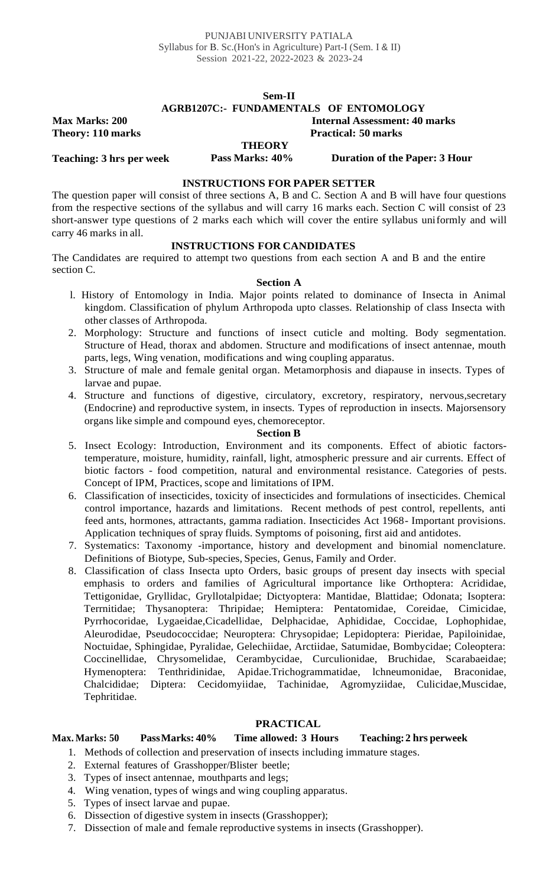PUNJABI UNIVERSITY PATIALA
Syllabus for B. Sc.(Hon's in Agriculture) Part-I (Sem. I & II)
Session 2021-22, 2022-2023 & 2023-24

**Sem-II**

## AGRB1207C:- FUNDAMENTALS OF ENTOMOLOGY

**Max Marks: 200** | **Internal Assessment: 40 marks**

**Theory: 110 marks** | **Practical: 50 marks**

### THEORY

**Teaching: 3 hrs per week** | **Pass Marks: 40%** | **Duration of the Paper: 3 Hour**

### INSTRUCTIONS FOR PAPER SETTER

The question paper will consist of three sections A, B and C. Section A and B will have four questions from the respective sections of the syllabus and will carry 16 marks each. Section C will consist of 23 short-answer type questions of 2 marks each which will cover the entire syllabus uniformly and will carry 46 marks in all.

### INSTRUCTIONS FOR CANDIDATES

The Candidates are required to attempt two questions from each section A and B and the entire section C.

### Section A

1. History of Entomology in India. Major points related to dominance of Insecta in Animal kingdom. Classification of phylum Arthropoda upto classes. Relationship of class Insecta with other classes of Arthropoda.
2. Morphology: Structure and functions of insect cuticle and molting. Body segmentation. Structure of Head, thorax and abdomen. Structure and modifications of insect antennae, mouth parts, legs, Wing venation, modifications and wing coupling apparatus.
3. Structure of male and female genital organ. Metamorphosis and diapause in insects. Types of larvae and pupae.
4. Structure and functions of digestive, circulatory, excretory, respiratory, nervous,secretary (Endocrine) and reproductive system, in insects. Types of reproduction in insects. Majorsensory organs like simple and compound eyes, chemoreceptor.

### Section B

5. Insect Ecology: Introduction, Environment and its components. Effect of abiotic factors- temperature, moisture, humidity, rainfall, light, atmospheric pressure and air currents. Effect of biotic factors - food competition, natural and environmental resistance. Categories of pests. Concept of IPM, Practices, scope and limitations of IPM.
6. Classification of insecticides, toxicity of insecticides and formulations of insecticides. Chemical control importance, hazards and limitations. Recent methods of pest control, repellents, anti feed ants, hormones, attractants, gamma radiation. Insecticides Act 1968- Important provisions. Application techniques of spray fluids. Symptoms of poisoning, first aid and antidotes.
7. Systematics: Taxonomy -importance, history and development and binomial nomenclature. Definitions of Biotype, Sub-species, Species, Genus, Family and Order.
8. Classification of class Insecta upto Orders, basic groups of present day insects with special emphasis to orders and families of Agricultural importance like Orthoptera: Acrididae, Tettigonidae, Gryllidac, Gryllotalpidae; Dictyoptera: Mantidae, Blattidae; Odonata; Isoptera: Termitidae; Thysanoptera: Thripidae; Hemiptera: Pentatomidae, Coreidae, Cimicidae, Pyrrhocoridae, Lygaeidae,Cicadellidae, Delphacidae, Aphididae, Coccidae, Lophophidae, Aleurodidae, Pseudococcidae; Neuroptera: Chrysopidae; Lepidoptera: Pieridae, Papiloinidae, Noctuidae, Sphingidae, Pyralidae, Gelechiidae, Arctiidae, Satumidae, Bombycidae; Coleoptera: Coccinellidae, Chrysomelidae, Cerambycidae, Curculionidae, Bruchidae, Scarabaeidae; Hymenoptera: Tenthridinidae, Apidae.Trichogrammatidae, lchneumonidae, Braconidae, Chalcididae; Diptera: Cecidomyiidae, Tachinidae, Agromyziidae, Culicidae,Muscidae, Tephritidae.

### PRACTICAL

**Max. Marks: 50** | **PassMarks: 40%** | **Time allowed: 3 Hours** | **Teaching: 2 hrs perweek**

1. Methods of collection and preservation of insects including immature stages.
2. External features of Grasshopper/Blister beetle;
3. Types of insect antennae, mouthparts and legs;
4. Wing venation, types of wings and wing coupling apparatus.
5. Types of insect larvae and pupae.
6. Dissection of digestive system in insects (Grasshopper);
7. Dissection of male and female reproductive systems in insects (Grasshopper).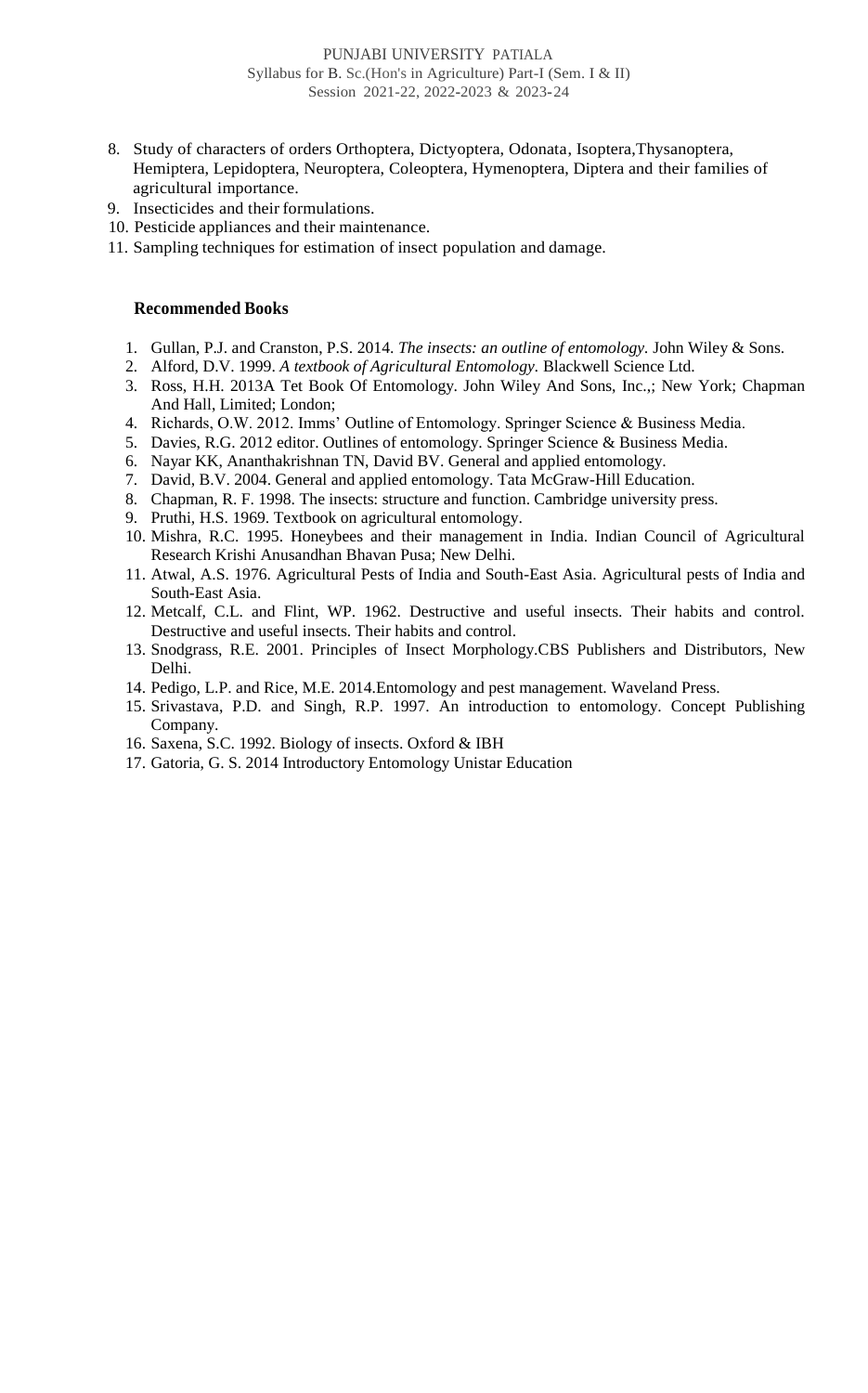8. Study of characters of orders Orthoptera, Dictyoptera, Odonata, Isoptera,Thysanoptera, Hemiptera, Lepidoptera, Neuroptera, Coleoptera, Hymenoptera, Diptera and their families of agricultural importance.
9. Insecticides and their formulations.
10. Pesticide appliances and their maintenance.
11. Sampling techniques for estimation of insect population and damage.

**Recommended Books**

1. Gullan, P.J. and Cranston, P.S. 2014. *The insects: an outline of entomology.* John Wiley & Sons.
2. Alford, D.V. 1999. *A textbook of Agricultural Entomology.* Blackwell Science Ltd.
3. Ross, H.H. 2013A Tet Book Of Entomology. John Wiley And Sons, Inc.,; New York; Chapman And Hall, Limited; London;
4. Richards, O.W. 2012. Imms' Outline of Entomology. Springer Science & Business Media.
5. Davies, R.G. 2012 editor. Outlines of entomology. Springer Science & Business Media.
6. Nayar KK, Ananthakrishnan TN, David BV. General and applied entomology.
7. David, B.V. 2004. General and applied entomology. Tata McGraw-Hill Education.
8. Chapman, R. F. 1998. The insects: structure and function. Cambridge university press.
9. Pruthi, H.S. 1969. Textbook on agricultural entomology.
10. Mishra, R.C. 1995. Honeybees and their management in India. Indian Council of Agricultural Research Krishi Anusandhan Bhavan Pusa; New Delhi.
11. Atwal, A.S. 1976. Agricultural Pests of India and South-East Asia. Agricultural pests of India and South-East Asia.
12. Metcalf, C.L. and Flint, WP. 1962. Destructive and useful insects. Their habits and control. Destructive and useful insects. Their habits and control.
13. Snodgrass, R.E. 2001. Principles of Insect Morphology.CBS Publishers and Distributors, New Delhi.
14. Pedigo, L.P. and Rice, M.E. 2014.Entomology and pest management. Waveland Press.
15. Srivastava, P.D. and Singh, R.P. 1997. An introduction to entomology. Concept Publishing Company.
16. Saxena, S.C. 1992. Biology of insects. Oxford & IBH
17. Gatoria, G. S. 2014 Introductory Entomology Unistar Education